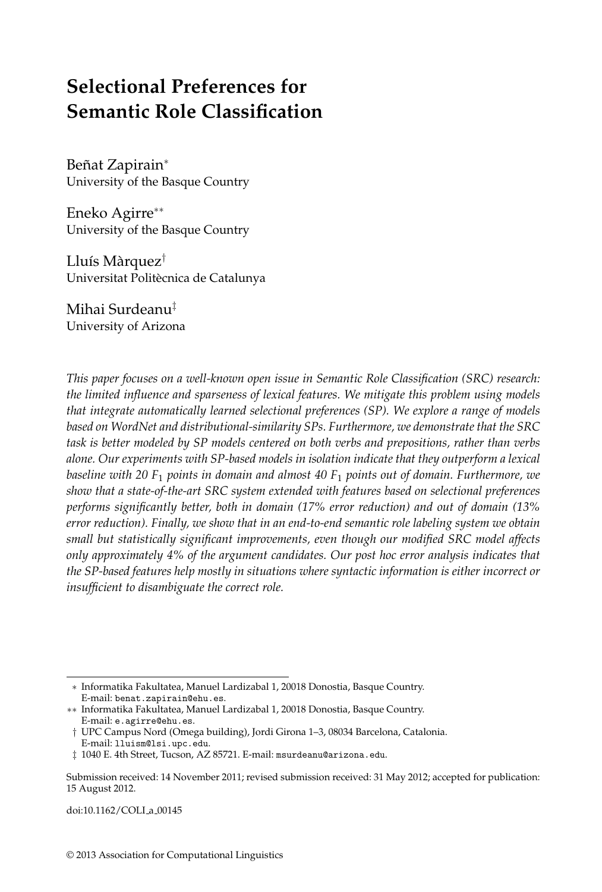# Selectional Preferences for Semantic Role Classification

Beñat Zapirain*
University of the Basque Country

Eneko Agirre**
University of the Basque Country

Lluís Màrquez†
Universitat Politècnica de Catalunya

Mihai Surdeanu‡
University of Arizona

*This paper focuses on a well-known open issue in Semantic Role Classification (SRC) research: the limited influence and sparseness of lexical features. We mitigate this problem using models that integrate automatically learned selectional preferences (SP). We explore a range of models based on WordNet and distributional-similarity SPs. Furthermore, we demonstrate that the SRC task is better modeled by SP models centered on both verbs and prepositions, rather than verbs alone. Our experiments with SP-based models in isolation indicate that they outperform a lexical baseline with 20 $F_1$ points in domain and almost 40 $F_1$ points out of domain. Furthermore, we show that a state-of-the-art SRC system extended with features based on selectional preferences performs significantly better, both in domain (17% error reduction) and out of domain (13% error reduction). Finally, we show that in an end-to-end semantic role labeling system we obtain small but statistically significant improvements, even though our modified SRC model affects only approximately 4% of the argument candidates. Our post hoc error analysis indicates that the SP-based features help mostly in situations where syntactic information is either incorrect or insufficient to disambiguate the correct role.*

---

\* Informatika Fakultatea, Manuel Lardizabal 1, 20018 Donostia, Basque Country. E-mail: benat.zapirain@ehu.es.

\*\* Informatika Fakultatea, Manuel Lardizabal 1, 20018 Donostia, Basque Country. E-mail: e.agirre@ehu.es.

† UPC Campus Nord (Omega building), Jordi Girona 1–3, 08034 Barcelona, Catalonia. E-mail: lluism@lsi.upc.edu.

‡ 1040 E. 4th Street, Tucson, AZ 85721. E-mail: msurdeanu@arizona.edu.

Submission received: 14 November 2011; revised submission received: 31 May 2012; accepted for publication: 15 August 2012.

doi:10.1162/COLI_a_00145

© 2013 Association for Computational Linguistics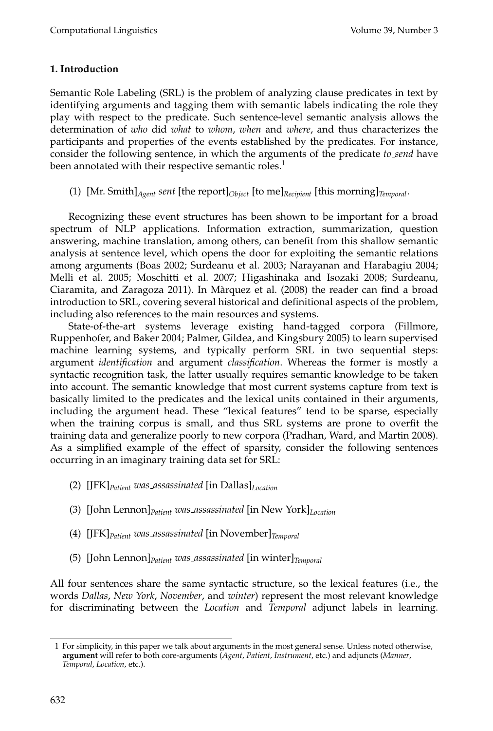## 1. Introduction

Semantic Role Labeling (SRL) is the problem of analyzing clause predicates in text by identifying arguments and tagging them with semantic labels indicating the role they play with respect to the predicate. Such sentence-level semantic analysis allows the determination of *who* did *what* to *whom*, *when* and *where*, and thus characterizes the participants and properties of the events established by the predicates. For instance, consider the following sentence, in which the arguments of the predicate *to_send* have been annotated with their respective semantic roles.[1]

(1) [Mr. Smith]$_{Agent}$ *sent* [the report]$_{Object}$ [to me]$_{Recipient}$ [this morning]$_{Temporal}$.

Recognizing these event structures has been shown to be important for a broad spectrum of NLP applications. Information extraction, summarization, question answering, machine translation, among others, can benefit from this shallow semantic analysis at sentence level, which opens the door for exploiting the semantic relations among arguments (Boas 2002; Surdeanu et al. 2003; Narayanan and Harabagiu 2004; Melli et al. 2005; Moschitti et al. 2007; Higashinaka and Isozaki 2008; Surdeanu, Ciaramita, and Zaragoza 2011). In Màrquez et al. (2008) the reader can find a broad introduction to SRL, covering several historical and definitional aspects of the problem, including also references to the main resources and systems.

State-of-the-art systems leverage existing hand-tagged corpora (Fillmore, Ruppenhofer, and Baker 2004; Palmer, Gildea, and Kingsbury 2005) to learn supervised machine learning systems, and typically perform SRL in two sequential steps: argument *identification* and argument *classification*. Whereas the former is mostly a syntactic recognition task, the latter usually requires semantic knowledge to be taken into account. The semantic knowledge that most current systems capture from text is basically limited to the predicates and the lexical units contained in their arguments, including the argument head. These "lexical features" tend to be sparse, especially when the training corpus is small, and thus SRL systems are prone to overfit the training data and generalize poorly to new corpora (Pradhan, Ward, and Martin 2008). As a simplified example of the effect of sparsity, consider the following sentences occurring in an imaginary training data set for SRL:

(2) [JFK]$_{Patient}$ *was_assassinated* [in Dallas]$_{Location}$

(3) [John Lennon]$_{Patient}$ *was_assassinated* [in New York]$_{Location}$

(4) [JFK]$_{Patient}$ *was_assassinated* [in November]$_{Temporal}$

(5) [John Lennon]$_{Patient}$ *was_assassinated* [in winter]$_{Temporal}$

All four sentences share the same syntactic structure, so the lexical features (i.e., the words *Dallas*, *New York*, *November*, and *winter*) represent the most relevant knowledge for discriminating between the *Location* and *Temporal* adjunct labels in learning.

---

[1] For simplicity, in this paper we talk about arguments in the most general sense. Unless noted otherwise, **argument** will refer to both core-arguments (*Agent*, *Patient*, *Instrument*, etc.) and adjuncts (*Manner*, *Temporal*, *Location*, etc.).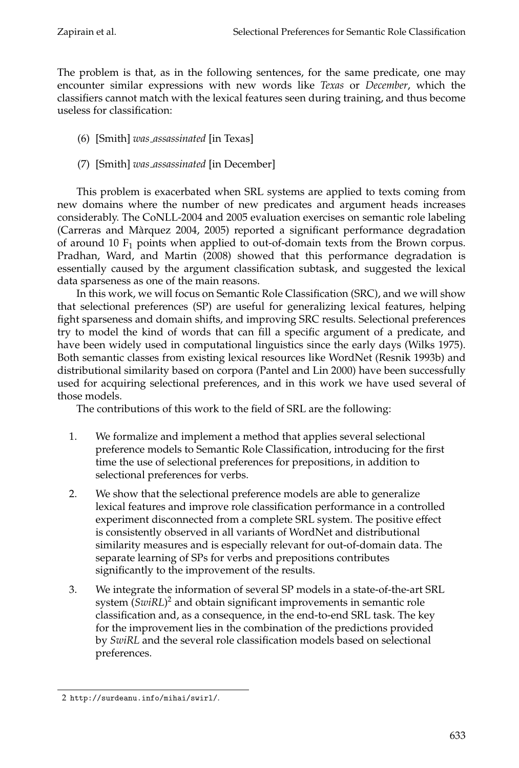The problem is that, as in the following sentences, for the same predicate, one may encounter similar expressions with new words like *Texas* or *December*, which the classifiers cannot match with the lexical features seen during training, and thus become useless for classification:

(6) [Smith] *was_assassinated* [in Texas]

(7) [Smith] *was_assassinated* [in December]

This problem is exacerbated when SRL systems are applied to texts coming from new domains where the number of new predicates and argument heads increases considerably. The CoNLL-2004 and 2005 evaluation exercises on semantic role labeling (Carreras and Màrquez 2004, 2005) reported a significant performance degradation of around 10 $F_1$ points when applied to out-of-domain texts from the Brown corpus. Pradhan, Ward, and Martin (2008) showed that this performance degradation is essentially caused by the argument classification subtask, and suggested the lexical data sparseness as one of the main reasons.

In this work, we will focus on Semantic Role Classification (SRC), and we will show that selectional preferences (SP) are useful for generalizing lexical features, helping fight sparseness and domain shifts, and improving SRC results. Selectional preferences try to model the kind of words that can fill a specific argument of a predicate, and have been widely used in computational linguistics since the early days (Wilks 1975). Both semantic classes from existing lexical resources like WordNet (Resnik 1993b) and distributional similarity based on corpora (Pantel and Lin 2000) have been successfully used for acquiring selectional preferences, and in this work we have used several of those models.

The contributions of this work to the field of SRL are the following:

1. We formalize and implement a method that applies several selectional preference models to Semantic Role Classification, introducing for the first time the use of selectional preferences for prepositions, in addition to selectional preferences for verbs.
2. We show that the selectional preference models are able to generalize lexical features and improve role classification performance in a controlled experiment disconnected from a complete SRL system. The positive effect is consistently observed in all variants of WordNet and distributional similarity measures and is especially relevant for out-of-domain data. The separate learning of SPs for verbs and prepositions contributes significantly to the improvement of the results.
3. We integrate the information of several SP models in a state-of-the-art SRL system (*SwiRL*)[2] and obtain significant improvements in semantic role classification and, as a consequence, in the end-to-end SRL task. The key for the improvement lies in the combination of the predictions provided by *SwiRL* and the several role classification models based on selectional preferences.

2 http://surdeanu.info/mihai/swirl/.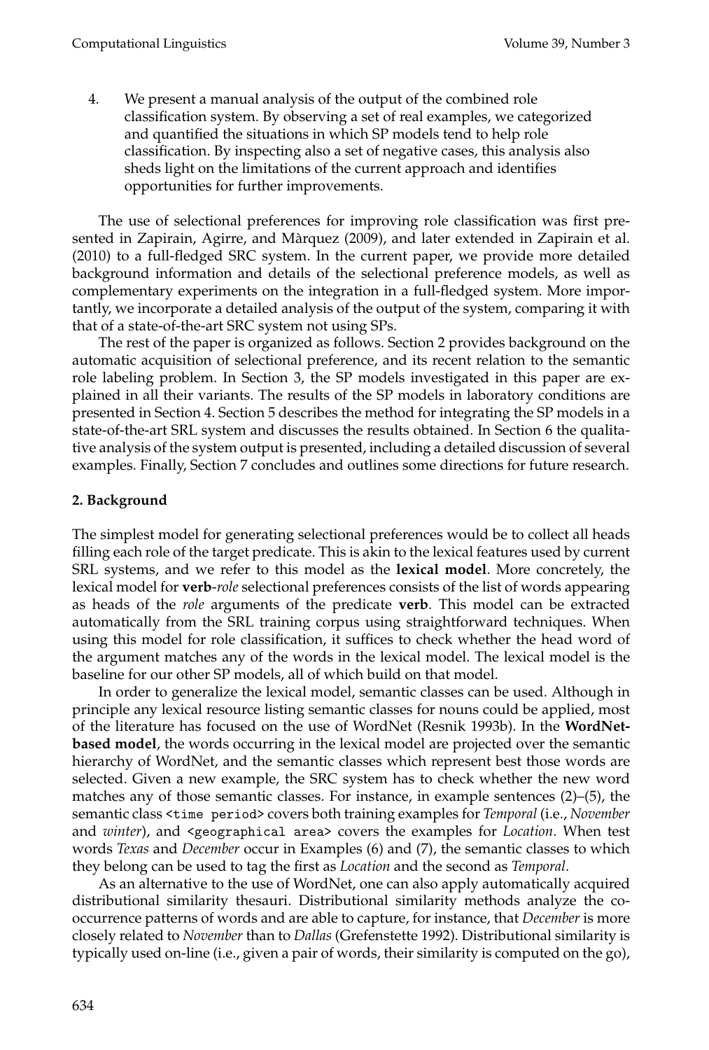4. We present a manual analysis of the output of the combined role classification system. By observing a set of real examples, we categorized and quantified the situations in which SP models tend to help role classification. By inspecting also a set of negative cases, this analysis also sheds light on the limitations of the current approach and identifies opportunities for further improvements.

The use of selectional preferences for improving role classification was first presented in Zapirain, Agirre, and Màrquez (2009), and later extended in Zapirain et al. (2010) to a full-fledged SRC system. In the current paper, we provide more detailed background information and details of the selectional preference models, as well as complementary experiments on the integration in a full-fledged system. More importantly, we incorporate a detailed analysis of the output of the system, comparing it with that of a state-of-the-art SRC system not using SPs.

The rest of the paper is organized as follows. Section 2 provides background on the automatic acquisition of selectional preference, and its recent relation to the semantic role labeling problem. In Section 3, the SP models investigated in this paper are explained in all their variants. The results of the SP models in laboratory conditions are presented in Section 4. Section 5 describes the method for integrating the SP models in a state-of-the-art SRL system and discusses the results obtained. In Section 6 the qualitative analysis of the system output is presented, including a detailed discussion of several examples. Finally, Section 7 concludes and outlines some directions for future research.

## 2. Background

The simplest model for generating selectional preferences would be to collect all heads filling each role of the target predicate. This is akin to the lexical features used by current SRL systems, and we refer to this model as the **lexical model**. More concretely, the lexical model for **verb**-*role* selectional preferences consists of the list of words appearing as heads of the *role* arguments of the predicate **verb**. This model can be extracted automatically from the SRL training corpus using straightforward techniques. When using this model for role classification, it suffices to check whether the head word of the argument matches any of the words in the lexical model. The lexical model is the baseline for our other SP models, all of which build on that model.

In order to generalize the lexical model, semantic classes can be used. Although in principle any lexical resource listing semantic classes for nouns could be applied, most of the literature has focused on the use of WordNet (Resnik 1993b). In the **WordNet-based model**, the words occurring in the lexical model are projected over the semantic hierarchy of WordNet, and the semantic classes which represent best those words are selected. Given a new example, the SRC system has to check whether the new word matches any of those semantic classes. For instance, in example sentences (2)–(5), the semantic class `<time period>` covers both training examples for *Temporal* (i.e., *November* and *winter*), and `<geographical area>` covers the examples for *Location*. When test words *Texas* and *December* occur in Examples (6) and (7), the semantic classes to which they belong can be used to tag the first as *Location* and the second as *Temporal*.

As an alternative to the use of WordNet, one can also apply automatically acquired distributional similarity thesauri. Distributional similarity methods analyze the co-occurrence patterns of words and are able to capture, for instance, that *December* is more closely related to *November* than to *Dallas* (Grefenstette 1992). Distributional similarity is typically used on-line (i.e., given a pair of words, their similarity is computed on the go),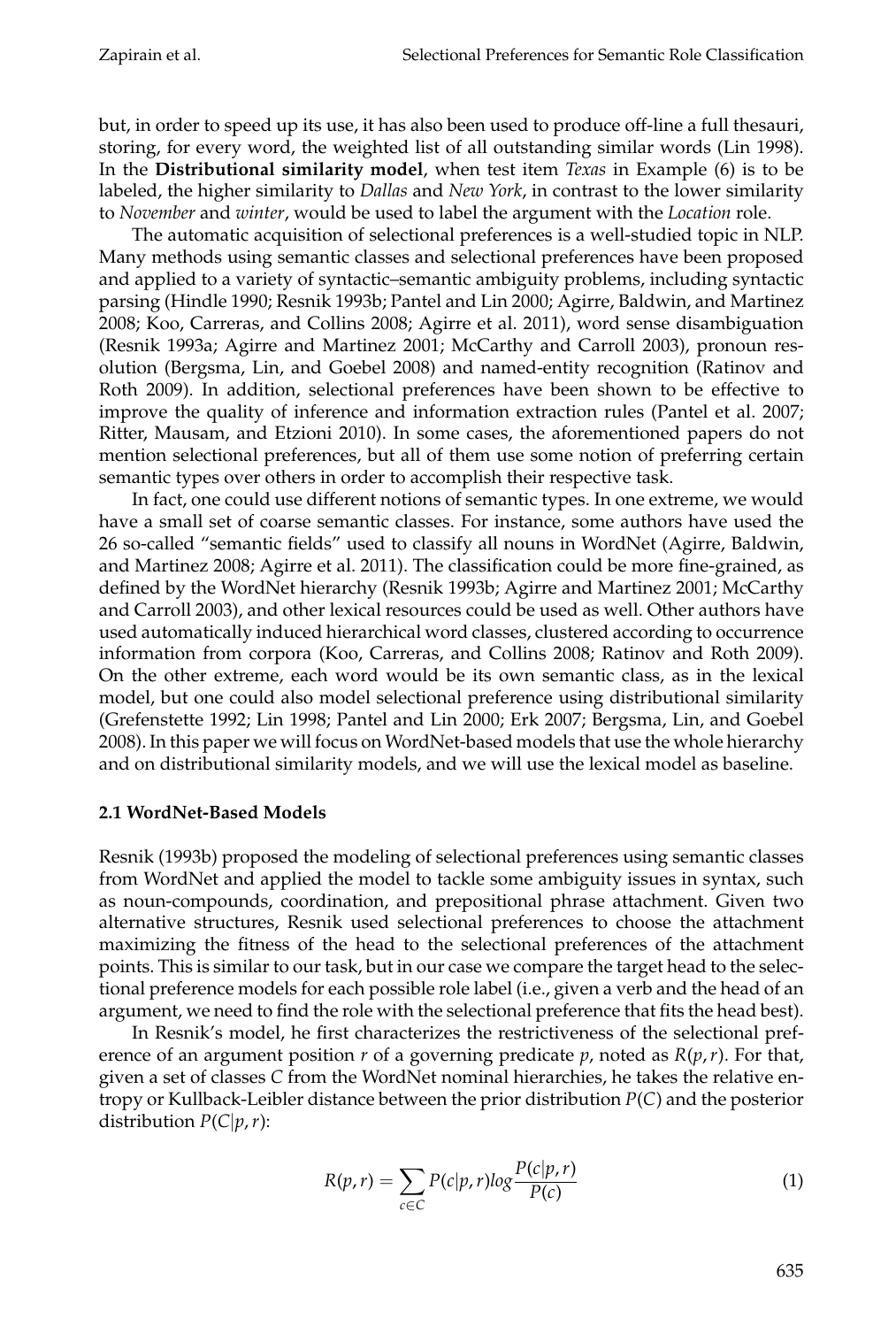but, in order to speed up its use, it has also been used to produce off-line a full thesauri, storing, for every word, the weighted list of all outstanding similar words (Lin 1998). In the **Distributional similarity model**, when test item *Texas* in Example (6) is to be labeled, the higher similarity to *Dallas* and *New York*, in contrast to the lower similarity to *November* and *winter*, would be used to label the argument with the *Location* role.

The automatic acquisition of selectional preferences is a well-studied topic in NLP. Many methods using semantic classes and selectional preferences have been proposed and applied to a variety of syntactic–semantic ambiguity problems, including syntactic parsing (Hindle 1990; Resnik 1993b; Pantel and Lin 2000; Agirre, Baldwin, and Martinez 2008; Koo, Carreras, and Collins 2008; Agirre et al. 2011), word sense disambiguation (Resnik 1993a; Agirre and Martinez 2001; McCarthy and Carroll 2003), pronoun resolution (Bergsma, Lin, and Goebel 2008) and named-entity recognition (Ratinov and Roth 2009). In addition, selectional preferences have been shown to be effective to improve the quality of inference and information extraction rules (Pantel et al. 2007; Ritter, Mausam, and Etzioni 2010). In some cases, the aforementioned papers do not mention selectional preferences, but all of them use some notion of preferring certain semantic types over others in order to accomplish their respective task.

In fact, one could use different notions of semantic types. In one extreme, we would have a small set of coarse semantic classes. For instance, some authors have used the 26 so-called "semantic fields" used to classify all nouns in WordNet (Agirre, Baldwin, and Martinez 2008; Agirre et al. 2011). The classification could be more fine-grained, as defined by the WordNet hierarchy (Resnik 1993b; Agirre and Martinez 2001; McCarthy and Carroll 2003), and other lexical resources could be used as well. Other authors have used automatically induced hierarchical word classes, clustered according to occurrence information from corpora (Koo, Carreras, and Collins 2008; Ratinov and Roth 2009). On the other extreme, each word would be its own semantic class, as in the lexical model, but one could also model selectional preference using distributional similarity (Grefenstette 1992; Lin 1998; Pantel and Lin 2000; Erk 2007; Bergsma, Lin, and Goebel 2008). In this paper we will focus on WordNet-based models that use the whole hierarchy and on distributional similarity models, and we will use the lexical model as baseline.

### 2.1 WordNet-Based Models

Resnik (1993b) proposed the modeling of selectional preferences using semantic classes from WordNet and applied the model to tackle some ambiguity issues in syntax, such as noun-compounds, coordination, and prepositional phrase attachment. Given two alternative structures, Resnik used selectional preferences to choose the attachment maximizing the fitness of the head to the selectional preferences of the attachment points. This is similar to our task, but in our case we compare the target head to the selectional preference models for each possible role label (i.e., given a verb and the head of an argument, we need to find the role with the selectional preference that fits the head best).

In Resnik's model, he first characterizes the restrictiveness of the selectional preference of an argument position $r$ of a governing predicate $p$, noted as $R(p,r)$. For that, given a set of classes $C$ from the WordNet nominal hierarchies, he takes the relative entropy or Kullback-Leibler distance between the prior distribution $P(C)$ and the posterior distribution $P(C|p,r)$:

$$R(p,r) = \sum_{c \in C} P(c|p,r) log \frac{P(c|p,r)}{P(c)} \tag{1}$$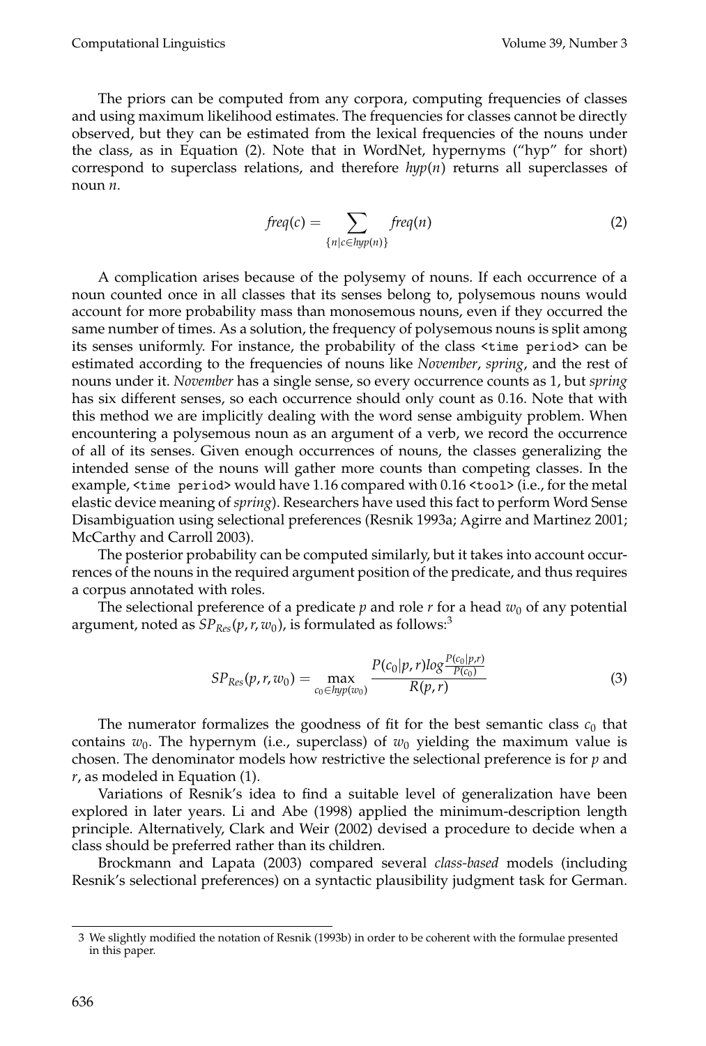The priors can be computed from any corpora, computing frequencies of classes and using maximum likelihood estimates. The frequencies for classes cannot be directly observed, but they can be estimated from the lexical frequencies of the nouns under the class, as in Equation (2). Note that in WordNet, hypernyms ("hyp" for short) correspond to superclass relations, and therefore $hyp(n)$ returns all superclasses of noun $n$.

$$freq(c) = \sum_{\{n|c \in hyp(n)\}} freq(n) \tag{2}$$

A complication arises because of the polysemy of nouns. If each occurrence of a noun counted once in all classes that its senses belong to, polysemous nouns would account for more probability mass than monosemous nouns, even if they occurred the same number of times. As a solution, the frequency of polysemous nouns is split among its senses uniformly. For instance, the probability of the class `<time period>` can be estimated according to the frequencies of nouns like *November*, *spring*, and the rest of nouns under it. *November* has a single sense, so every occurrence counts as 1, but *spring* has six different senses, so each occurrence should only count as 0.16. Note that with this method we are implicitly dealing with the word sense ambiguity problem. When encountering a polysemous noun as an argument of a verb, we record the occurrence of all of its senses. Given enough occurrences of nouns, the classes generalizing the intended sense of the nouns will gather more counts than competing classes. In the example, `<time period>` would have 1.16 compared with 0.16 `<tool>` (i.e., for the metal elastic device meaning of *spring*). Researchers have used this fact to perform Word Sense Disambiguation using selectional preferences (Resnik 1993a; Agirre and Martinez 2001; McCarthy and Carroll 2003).

The posterior probability can be computed similarly, but it takes into account occurrences of the nouns in the required argument position of the predicate, and thus requires a corpus annotated with roles.

The selectional preference of a predicate $p$ and role $r$ for a head $w_0$ of any potential argument, noted as $SP_{Res}(p, r, w_0)$, is formulated as follows:[3]

$$SP_{Res}(p, r, w_0) = \max_{c_0 \in hyp(w_0)} \frac{P(c_0|p, r) log \frac{P(c_0|p,r)}{P(c_0)}}{R(p, r)} \tag{3}$$

The numerator formalizes the goodness of fit for the best semantic class $c_0$ that contains $w_0$. The hypernym (i.e., superclass) of $w_0$ yielding the maximum value is chosen. The denominator models how restrictive the selectional preference is for $p$ and $r$, as modeled in Equation (1).

Variations of Resnik's idea to find a suitable level of generalization have been explored in later years. Li and Abe (1998) applied the minimum-description length principle. Alternatively, Clark and Weir (2002) devised a procedure to decide when a class should be preferred rather than its children.

Brockmann and Lapata (2003) compared several *class-based* models (including Resnik's selectional preferences) on a syntactic plausibility judgment task for German.

3 We slightly modified the notation of Resnik (1993b) in order to be coherent with the formulae presented in this paper.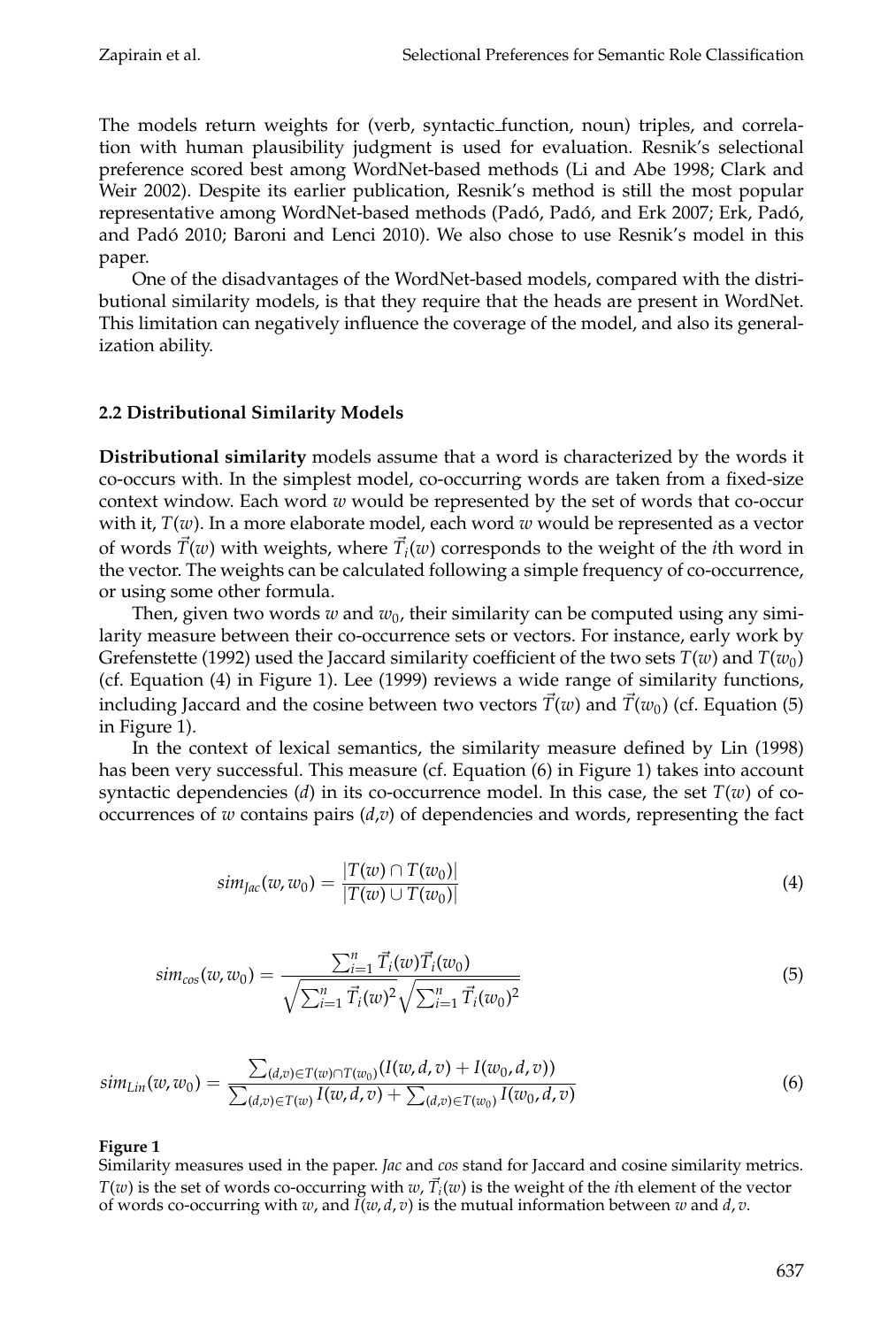The models return weights for (verb, syntactic_function, noun) triples, and correlation with human plausibility judgment is used for evaluation. Resnik's selectional preference scored best among WordNet-based methods (Li and Abe 1998; Clark and Weir 2002). Despite its earlier publication, Resnik's method is still the most popular representative among WordNet-based methods (Padó, Padó, and Erk 2007; Erk, Padó, and Padó 2010; Baroni and Lenci 2010). We also chose to use Resnik's model in this paper.

One of the disadvantages of the WordNet-based models, compared with the distributional similarity models, is that they require that the heads are present in WordNet. This limitation can negatively influence the coverage of the model, and also its generalization ability.

### 2.2 Distributional Similarity Models

**Distributional similarity** models assume that a word is characterized by the words it co-occurs with. In the simplest model, co-occurring words are taken from a fixed-size context window. Each word $w$ would be represented by the set of words that co-occur with it, $T(w)$. In a more elaborate model, each word $w$ would be represented as a vector of words $\vec{T}(w)$ with weights, where $\vec{T}_i(w)$ corresponds to the weight of the $i$th word in the vector. The weights can be calculated following a simple frequency of co-occurrence, or using some other formula.

Then, given two words $w$ and $w_0$, their similarity can be computed using any similarity measure between their co-occurrence sets or vectors. For instance, early work by Grefenstette (1992) used the Jaccard similarity coefficient of the two sets $T(w)$ and $T(w_0)$ (cf. Equation (4) in Figure 1). Lee (1999) reviews a wide range of similarity functions, including Jaccard and the cosine between two vectors $\vec{T}(w)$ and $\vec{T}(w_0)$ (cf. Equation (5) in Figure 1).

In the context of lexical semantics, the similarity measure defined by Lin (1998) has been very successful. This measure (cf. Equation (6) in Figure 1) takes into account syntactic dependencies ($d$) in its co-occurrence model. In this case, the set $T(w)$ of co-occurrences of $w$ contains pairs ($d$,$v$) of dependencies and words, representing the fact

$$sim_{Jac}(w, w_0) = \frac{|T(w) \cap T(w_0)|}{|T(w) \cup T(w_0)|} \quad (4)$$

$$sim_{cos}(w, w_0) = \frac{\sum_{i=1}^{n} \vec{T}_i(w)\vec{T}_i(w_0)}{\sqrt{\sum_{i=1}^{n} \vec{T}_i(w)^2}\sqrt{\sum_{i=1}^{n} \vec{T}_i(w_0)^2}} \quad (5)$$

$$sim_{Lin}(w, w_0) = \frac{\sum_{(d,v) \in T(w) \cap T(w_0)} (I(w, d, v) + I(w_0, d, v))}{\sum_{(d,v) \in T(w)} I(w, d, v) + \sum_{(d,v) \in T(w_0)} I(w_0, d, v)} \quad (6)$$

**Figure 1**
Similarity measures used in the paper. *Jac* and *cos* stand for Jaccard and cosine similarity metrics. $T(w)$ is the set of words co-occurring with $w$, $\vec{T}_i(w)$ is the weight of the $i$th element of the vector of words co-occurring with $w$, and $I(w, d, v)$ is the mutual information between $w$ and $d, v$.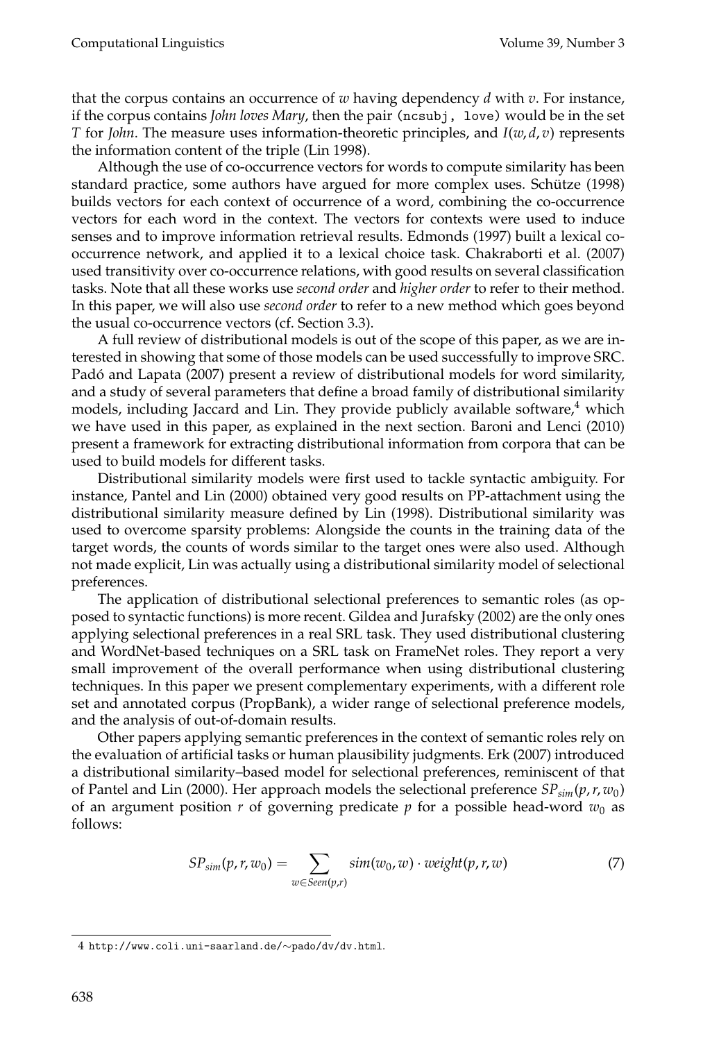that the corpus contains an occurrence of $w$ having dependency $d$ with $v$. For instance, if the corpus contains *John loves Mary*, then the pair (ncsubj, love) would be in the set $T$ for *John*. The measure uses information-theoretic principles, and $I(w, d, v)$ represents the information content of the triple (Lin 1998).

Although the use of co-occurrence vectors for words to compute similarity has been standard practice, some authors have argued for more complex uses. Schütze (1998) builds vectors for each context of occurrence of a word, combining the co-occurrence vectors for each word in the context. The vectors for contexts were used to induce senses and to improve information retrieval results. Edmonds (1997) built a lexical co-occurrence network, and applied it to a lexical choice task. Chakraborti et al. (2007) used transitivity over co-occurrence relations, with good results on several classification tasks. Note that all these works use *second order* and *higher order* to refer to their method. In this paper, we will also use *second order* to refer to a new method which goes beyond the usual co-occurrence vectors (cf. Section 3.3).

A full review of distributional models is out of the scope of this paper, as we are interested in showing that some of those models can be used successfully to improve SRC. Padó and Lapata (2007) present a review of distributional models for word similarity, and a study of several parameters that define a broad family of distributional similarity models, including Jaccard and Lin. They provide publicly available software,[4] which we have used in this paper, as explained in the next section. Baroni and Lenci (2010) present a framework for extracting distributional information from corpora that can be used to build models for different tasks.

Distributional similarity models were first used to tackle syntactic ambiguity. For instance, Pantel and Lin (2000) obtained very good results on PP-attachment using the distributional similarity measure defined by Lin (1998). Distributional similarity was used to overcome sparsity problems: Alongside the counts in the training data of the target words, the counts of words similar to the target ones were also used. Although not made explicit, Lin was actually using a distributional similarity model of selectional preferences.

The application of distributional selectional preferences to semantic roles (as opposed to syntactic functions) is more recent. Gildea and Jurafsky (2002) are the only ones applying selectional preferences in a real SRL task. They used distributional clustering and WordNet-based techniques on a SRL task on FrameNet roles. They report a very small improvement of the overall performance when using distributional clustering techniques. In this paper we present complementary experiments, with a different role set and annotated corpus (PropBank), a wider range of selectional preference models, and the analysis of out-of-domain results.

Other papers applying semantic preferences in the context of semantic roles rely on the evaluation of artificial tasks or human plausibility judgments. Erk (2007) introduced a distributional similarity–based model for selectional preferences, reminiscent of that of Pantel and Lin (2000). Her approach models the selectional preference $SP_{sim}(p, r, w_0)$ of an argument position $r$ of governing predicate $p$ for a possible head-word $w_0$ as follows:

$$SP_{sim}(p, r, w_0) = \sum_{w \in Seen(p,r)} sim(w_0, w) \cdot weight(p, r, w) \quad (7)$$

4 http://www.coli.uni-saarland.de/~pado/dv/dv.html.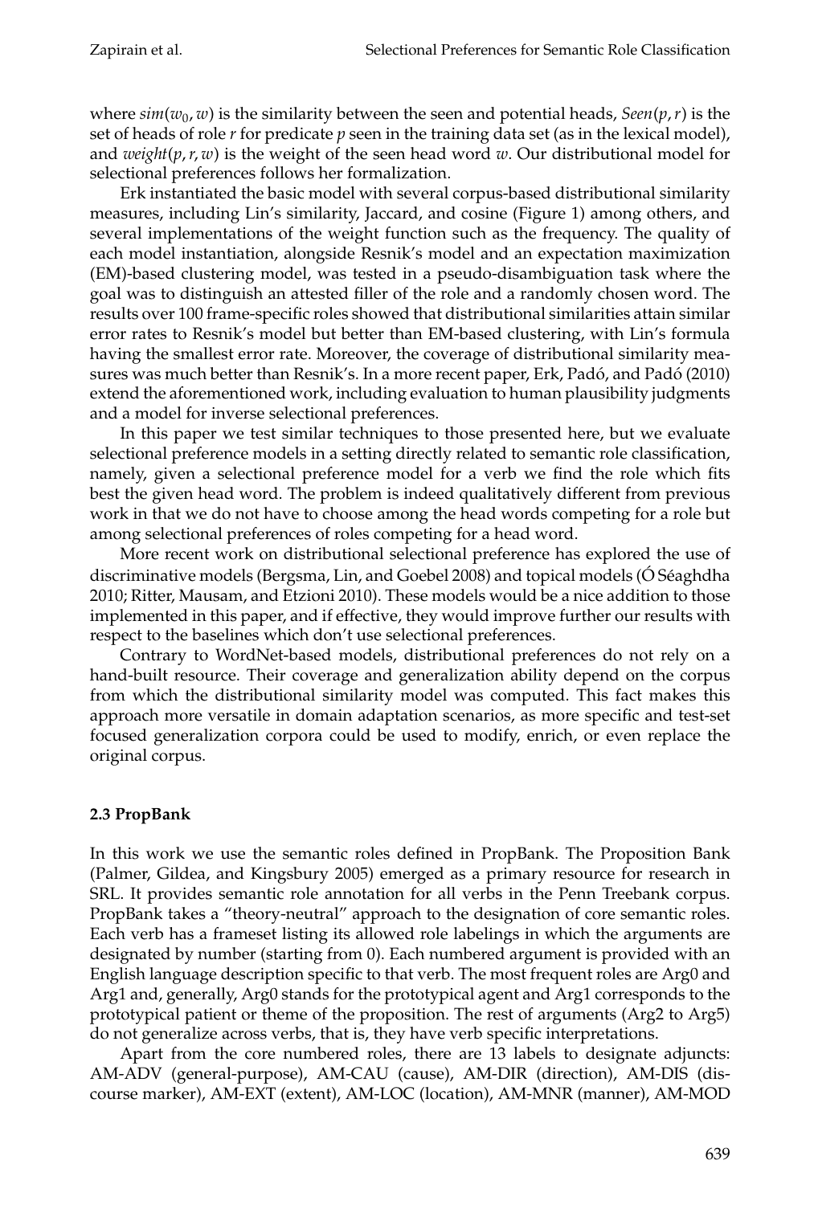where $sim(w_0, w)$ is the similarity between the seen and potential heads, $Seen(p, r)$ is the set of heads of role $r$ for predicate $p$ seen in the training data set (as in the lexical model), and $weight(p, r, w)$ is the weight of the seen head word $w$. Our distributional model for selectional preferences follows her formalization.

Erk instantiated the basic model with several corpus-based distributional similarity measures, including Lin's similarity, Jaccard, and cosine (Figure 1) among others, and several implementations of the weight function such as the frequency. The quality of each model instantiation, alongside Resnik's model and an expectation maximization (EM)-based clustering model, was tested in a pseudo-disambiguation task where the goal was to distinguish an attested filler of the role and a randomly chosen word. The results over 100 frame-specific roles showed that distributional similarities attain similar error rates to Resnik's model but better than EM-based clustering, with Lin's formula having the smallest error rate. Moreover, the coverage of distributional similarity measures was much better than Resnik's. In a more recent paper, Erk, Padó, and Padó (2010) extend the aforementioned work, including evaluation to human plausibility judgments and a model for inverse selectional preferences.

In this paper we test similar techniques to those presented here, but we evaluate selectional preference models in a setting directly related to semantic role classification, namely, given a selectional preference model for a verb we find the role which fits best the given head word. The problem is indeed qualitatively different from previous work in that we do not have to choose among the head words competing for a role but among selectional preferences of roles competing for a head word.

More recent work on distributional selectional preference has explored the use of discriminative models (Bergsma, Lin, and Goebel 2008) and topical models (Ó Séaghdha 2010; Ritter, Mausam, and Etzioni 2010). These models would be a nice addition to those implemented in this paper, and if effective, they would improve further our results with respect to the baselines which don't use selectional preferences.

Contrary to WordNet-based models, distributional preferences do not rely on a hand-built resource. Their coverage and generalization ability depend on the corpus from which the distributional similarity model was computed. This fact makes this approach more versatile in domain adaptation scenarios, as more specific and test-set focused generalization corpora could be used to modify, enrich, or even replace the original corpus.

### 2.3 PropBank

In this work we use the semantic roles defined in PropBank. The Proposition Bank (Palmer, Gildea, and Kingsbury 2005) emerged as a primary resource for research in SRL. It provides semantic role annotation for all verbs in the Penn Treebank corpus. PropBank takes a "theory-neutral" approach to the designation of core semantic roles. Each verb has a frameset listing its allowed role labelings in which the arguments are designated by number (starting from 0). Each numbered argument is provided with an English language description specific to that verb. The most frequent roles are Arg0 and Arg1 and, generally, Arg0 stands for the prototypical agent and Arg1 corresponds to the prototypical patient or theme of the proposition. The rest of arguments (Arg2 to Arg5) do not generalize across verbs, that is, they have verb specific interpretations.

Apart from the core numbered roles, there are 13 labels to designate adjuncts: AM-ADV (general-purpose), AM-CAU (cause), AM-DIR (direction), AM-DIS (discourse marker), AM-EXT (extent), AM-LOC (location), AM-MNR (manner), AM-MOD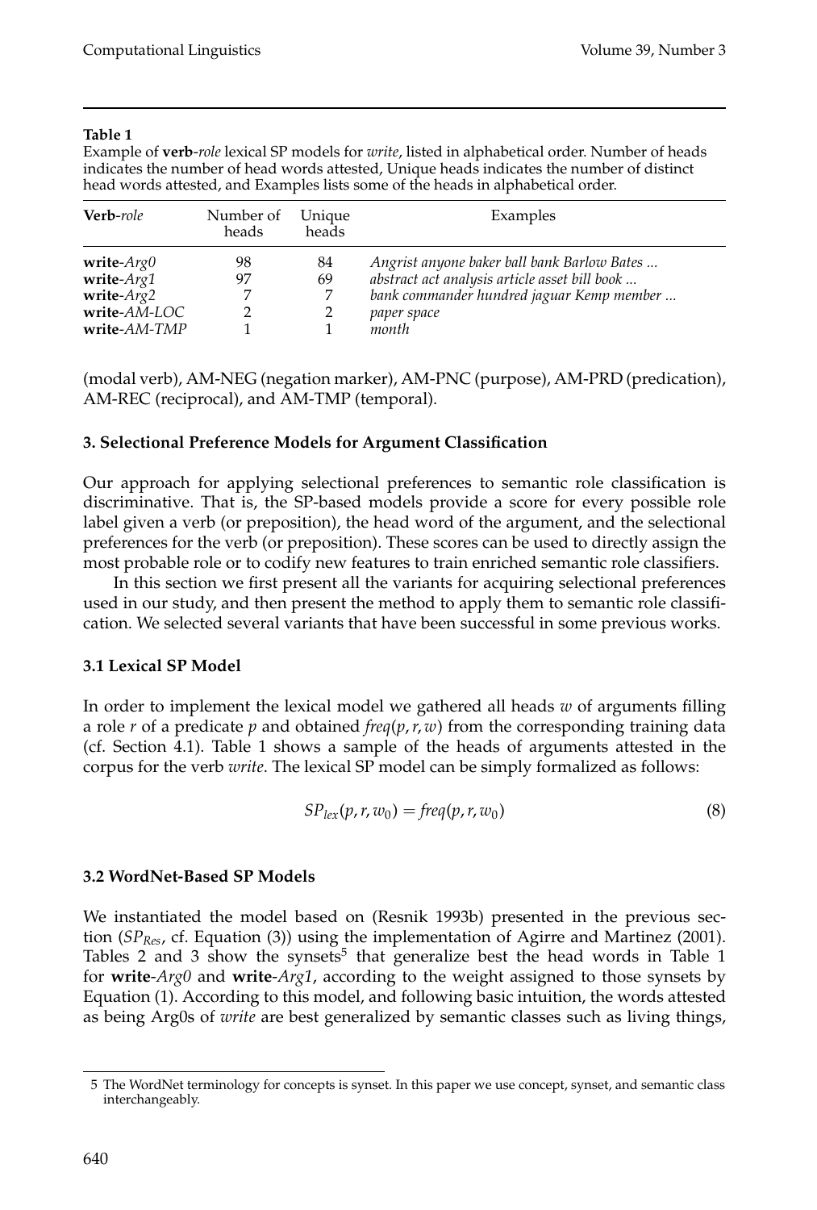**Table 1**

Example of **verb**-*role* lexical SP models for *write*, listed in alphabetical order. Number of heads indicates the number of head words attested, Unique heads indicates the number of distinct head words attested, and Examples lists some of the heads in alphabetical order.

| **Verb**-*role* | Number of heads | Unique heads | Examples |
|---|---|---|---|
| **write**-*Arg0* | 98 | 84 | *Angrist anyone baker ball bank Barlow Bates ...* |
| **write**-*Arg1* | 97 | 69 | *abstract act analysis article asset bill book ...* |
| **write**-*Arg2* | 7 | 7 | *bank commander hundred jaguar Kemp member ...* |
| **write**-*AM-LOC* | 2 | 2 | *paper space* |
| **write**-*AM-TMP* | 1 | 1 | *month* |

(modal verb), AM-NEG (negation marker), AM-PNC (purpose), AM-PRD (predication), AM-REC (reciprocal), and AM-TMP (temporal).

### 3. Selectional Preference Models for Argument Classification

Our approach for applying selectional preferences to semantic role classification is discriminative. That is, the SP-based models provide a score for every possible role label given a verb (or preposition), the head word of the argument, and the selectional preferences for the verb (or preposition). These scores can be used to directly assign the most probable role or to codify new features to train enriched semantic role classifiers.

In this section we first present all the variants for acquiring selectional preferences used in our study, and then present the method to apply them to semantic role classification. We selected several variants that have been successful in some previous works.

#### 3.1 Lexical SP Model

In order to implement the lexical model we gathered all heads $w$ of arguments filling a role $r$ of a predicate $p$ and obtained $freq(p, r, w)$ from the corresponding training data (cf. Section 4.1). Table 1 shows a sample of the heads of arguments attested in the corpus for the verb *write*. The lexical SP model can be simply formalized as follows:

$$SP_{lex}(p, r, w_0) = freq(p, r, w_0) \tag{8}$$

#### 3.2 WordNet-Based SP Models

We instantiated the model based on (Resnik 1993b) presented in the previous section ($SP_{Res}$, cf. Equation (3)) using the implementation of Agirre and Martinez (2001). Tables 2 and 3 show the synsets[5] that generalize best the head words in Table 1 for **write**-*Arg0* and **write**-*Arg1*, according to the weight assigned to those synsets by Equation (1). According to this model, and following basic intuition, the words attested as being Arg0s of *write* are best generalized by semantic classes such as living things,

[5] The WordNet terminology for concepts is synset. In this paper we use concept, synset, and semantic class interchangeably.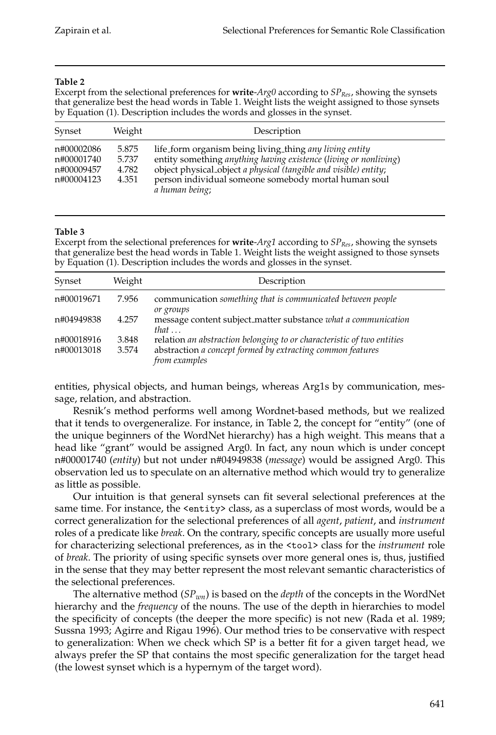**Table 2**

Excerpt from the selectional preferences for **write**-*Arg0* according to $SP_{Res}$, showing the synsets that generalize best the head words in Table 1. Weight lists the weight assigned to those synsets by Equation (1). Description includes the words and glosses in the synset.

| Synset | Weight | Description |
|---|---|---|
| n#00002086 | 5.875 | life_form organism being living_thing *any living entity* |
| n#00001740 | 5.737 | entity something *anything having existence (living or nonliving)* |
| n#00009457 | 4.782 | object physical_object *a physical (tangible and visible) entity*; |
| n#00004123 | 4.351 | person individual someone somebody mortal human soul *a human being*; |

**Table 3**

Excerpt from the selectional preferences for **write**-*Arg1* according to $SP_{Res}$, showing the synsets that generalize best the head words in Table 1. Weight lists the weight assigned to those synsets by Equation (1). Description includes the words and glosses in the synset.

| Synset | Weight | Description |
|---|---|---|
| n#00019671 | 7.956 | communication *something that is communicated between people or groups* |
| n#04949838 | 4.257 | message content subject_matter substance *what a communication that ...* |
| n#00018916 | 3.848 | relation *an abstraction belonging to or characteristic of two entities* |
| n#00013018 | 3.574 | abstraction *a concept formed by extracting common features from examples* |

entities, physical objects, and human beings, whereas Arg1s by communication, message, relation, and abstraction.

Resnik's method performs well among Wordnet-based methods, but we realized that it tends to overgeneralize. For instance, in Table 2, the concept for "entity" (one of the unique beginners of the WordNet hierarchy) has a high weight. This means that a head like "grant" would be assigned Arg0. In fact, any noun which is under concept n#00001740 (*entity*) but not under n#04949838 (*message*) would be assigned Arg0. This observation led us to speculate on an alternative method which would try to generalize as little as possible.

Our intuition is that general synsets can fit several selectional preferences at the same time. For instance, the <entity> class, as a superclass of most words, would be a correct generalization for the selectional preferences of all *agent*, *patient*, and *instrument* roles of a predicate like *break*. On the contrary, specific concepts are usually more useful for characterizing selectional preferences, as in the <tool> class for the *instrument* role of *break*. The priority of using specific synsets over more general ones is, thus, justified in the sense that they may better represent the most relevant semantic characteristics of the selectional preferences.

The alternative method ($SP_{wn}$) is based on the *depth* of the concepts in the WordNet hierarchy and the *frequency* of the nouns. The use of the depth in hierarchies to model the specificity of concepts (the deeper the more specific) is not new (Rada et al. 1989; Sussna 1993; Agirre and Rigau 1996). Our method tries to be conservative with respect to generalization: When we check which SP is a better fit for a given target head, we always prefer the SP that contains the most specific generalization for the target head (the lowest synset which is a hypernym of the target word).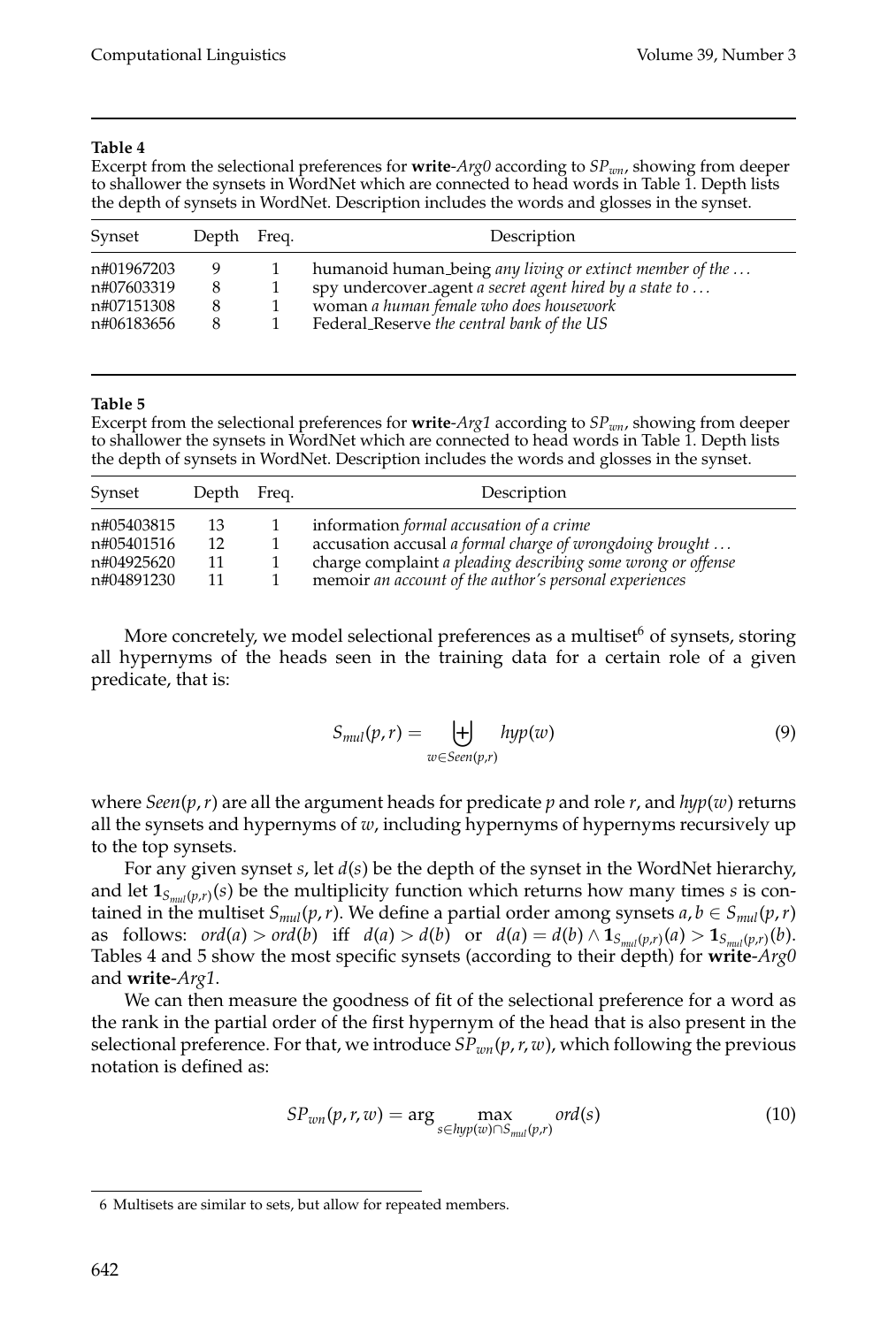**Table 4**
Excerpt from the selectional preferences for **write**-*Arg0* according to $SP_{wn}$, showing from deeper to shallower the synsets in WordNet which are connected to head words in Table 1. Depth lists the depth of synsets in WordNet. Description includes the words and glosses in the synset.

| Synset | Depth | Freq. | Description |
|---|---|---|---|
| n#01967203 | 9 | 1 | humanoid human_being *any living or extinct member of the ...* |
| n#07603319 | 8 | 1 | spy undercover_agent *a secret agent hired by a state to ...* |
| n#07151308 | 8 | 1 | woman *a human female who does housework* |
| n#06183656 | 8 | 1 | Federal_Reserve *the central bank of the US* |

**Table 5**
Excerpt from the selectional preferences for **write**-*Arg1* according to $SP_{wn}$, showing from deeper to shallower the synsets in WordNet which are connected to head words in Table 1. Depth lists the depth of synsets in WordNet. Description includes the words and glosses in the synset.

| Synset | Depth | Freq. | Description |
|---|---|---|---|
| n#05403815 | 13 | 1 | information *formal accusation of a crime* |
| n#05401516 | 12 | 1 | accusation accusal *a formal charge of wrongdoing brought ...* |
| n#04925620 | 11 | 1 | charge complaint *a pleading describing some wrong or offense* |
| n#04891230 | 11 | 1 | memoir *an account of the author's personal experiences* |

More concretely, we model selectional preferences as a multiset[6] of synsets, storing all hypernyms of the heads seen in the training data for a certain role of a given predicate, that is:

$$S_{mul}(p, r) = \biguplus_{w \in Seen(p,r)} hyp(w) \tag{9}$$

where $Seen(p, r)$ are all the argument heads for predicate $p$ and role $r$, and $hyp(w)$ returns all the synsets and hypernyms of $w$, including hypernyms of hypernyms recursively up to the top synsets.

For any given synset $s$, let $d(s)$ be the depth of the synset in the WordNet hierarchy, and let $\mathbf{1}_{S_{mul}(p,r)}(s)$ be the multiplicity function which returns how many times $s$ is contained in the multiset $S_{mul}(p, r)$. We define a partial order among synsets $a, b \in S_{mul}(p, r)$ as follows: $ord(a) > ord(b)$ iff $d(a) > d(b)$ or $d(a) = d(b) \wedge \mathbf{1}_{S_{mul}(p,r)}(a) > \mathbf{1}_{S_{mul}(p,r)}(b)$. Tables 4 and 5 show the most specific synsets (according to their depth) for **write**-*Arg0* and **write**-*Arg1*.

We can then measure the goodness of fit of the selectional preference for a word as the rank in the partial order of the first hypernym of the head that is also present in the selectional preference. For that, we introduce $SP_{wn}(p, r, w)$, which following the previous notation is defined as:

$$SP_{wn}(p, r, w) = \arg \max_{s \in hyp(w) \cap S_{mul}(p,r)} ord(s) \tag{10}$$

---

[6] Multisets are similar to sets, but allow for repeated members.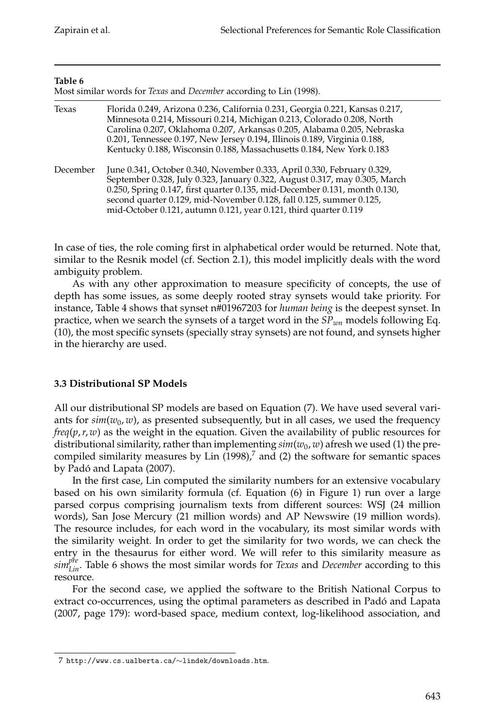**Table 6**
Most similar words for *Texas* and *December* according to Lin (1998).

| | |
|---|---|
| Texas | Florida 0.249, Arizona 0.236, California 0.231, Georgia 0.221, Kansas 0.217, Minnesota 0.214, Missouri 0.214, Michigan 0.213, Colorado 0.208, North Carolina 0.207, Oklahoma 0.207, Arkansas 0.205, Alabama 0.205, Nebraska 0.201, Tennessee 0.197, New Jersey 0.194, Illinois 0.189, Virginia 0.188, Kentucky 0.188, Wisconsin 0.188, Massachusetts 0.184, New York 0.183 |
| December | June 0.341, October 0.340, November 0.333, April 0.330, February 0.329, September 0.328, July 0.323, January 0.322, August 0.317, may 0.305, March 0.250, Spring 0.147, first quarter 0.135, mid-December 0.131, month 0.130, second quarter 0.129, mid-November 0.128, fall 0.125, summer 0.125, mid-October 0.121, autumn 0.121, year 0.121, third quarter 0.119 |

In case of ties, the role coming first in alphabetical order would be returned. Note that, similar to the Resnik model (cf. Section 2.1), this model implicitly deals with the word ambiguity problem.

As with any other approximation to measure specificity of concepts, the use of depth has some issues, as some deeply rooted stray synsets would take priority. For instance, Table 4 shows that synset n#01967203 for *human being* is the deepest synset. In practice, when we search the synsets of a target word in the $SP_{wn}$ models following Eq. (10), the most specific synsets (specially stray synsets) are not found, and synsets higher in the hierarchy are used.

### 3.3 Distributional SP Models

All our distributional SP models are based on Equation (7). We have used several variants for $sim(w_0, w)$, as presented subsequently, but in all cases, we used the frequency $freq(p, r, w)$ as the weight in the equation. Given the availability of public resources for distributional similarity, rather than implementing $sim(w_0, w)$ afresh we used (1) the precompiled similarity measures by Lin (1998),[7] and (2) the software for semantic spaces by Padó and Lapata (2007).

In the first case, Lin computed the similarity numbers for an extensive vocabulary based on his own similarity formula (cf. Equation (6) in Figure 1) run over a large parsed corpus comprising journalism texts from different sources: WSJ (24 million words), San Jose Mercury (21 million words) and AP Newswire (19 million words). The resource includes, for each word in the vocabulary, its most similar words with the similarity weight. In order to get the similarity for two words, we can check the entry in the thesaurus for either word. We will refer to this similarity measure as $sim^{pre}_{Lin}$. Table 6 shows the most similar words for *Texas* and *December* according to this resource.

For the second case, we applied the software to the British National Corpus to extract co-occurrences, using the optimal parameters as described in Padó and Lapata (2007, page 179): word-based space, medium context, log-likelihood association, and

7 http://www.cs.ualberta.ca/∼lindek/downloads.htm.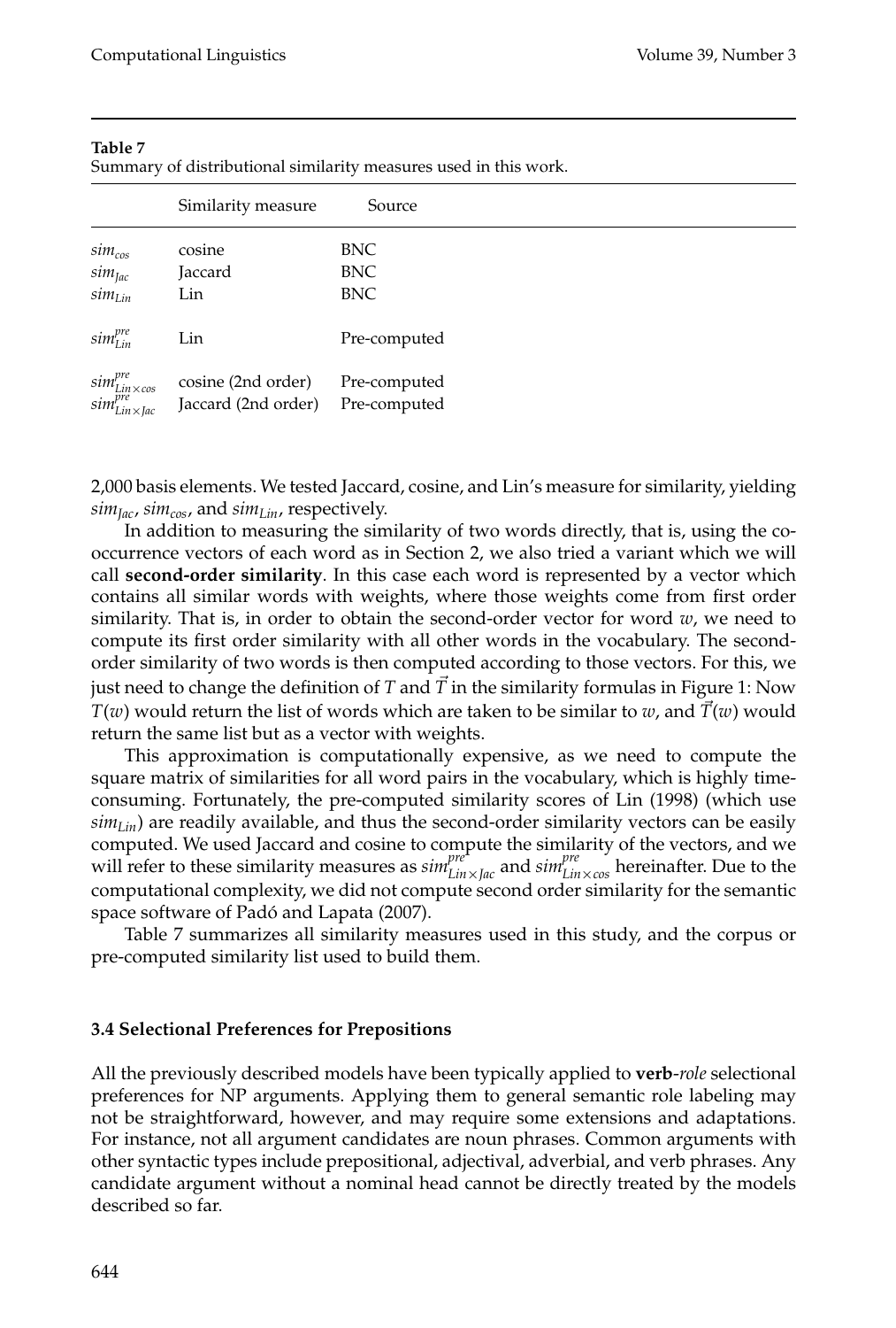**Table 7**
Summary of distributional similarity measures used in this work.

| | Similarity measure | Source |
|---|---|---|
| $sim_{cos}$ | cosine | BNC |
| $sim_{Jac}$ | Jaccard | BNC |
| $sim_{Lin}$ | Lin | BNC |
| $sim^{pre}_{Lin}$ | Lin | Pre-computed |
| $sim^{pre}_{Lin\times cos}$ | cosine (2nd order) | Pre-computed |
| $sim^{pre}_{Lin\times Jac}$ | Jaccard (2nd order) | Pre-computed |

2,000 basis elements. We tested Jaccard, cosine, and Lin's measure for similarity, yielding $sim_{Jac}$, $sim_{cos}$, and $sim_{Lin}$, respectively.

In addition to measuring the similarity of two words directly, that is, using the co-occurrence vectors of each word as in Section 2, we also tried a variant which we will call **second-order similarity**. In this case each word is represented by a vector which contains all similar words with weights, where those weights come from first order similarity. That is, in order to obtain the second-order vector for word $w$, we need to compute its first order similarity with all other words in the vocabulary. The second-order similarity of two words is then computed according to those vectors. For this, we just need to change the definition of $T$ and $\vec{T}$ in the similarity formulas in Figure 1: Now $T(w)$ would return the list of words which are taken to be similar to $w$, and $\vec{T}(w)$ would return the same list but as a vector with weights.

This approximation is computationally expensive, as we need to compute the square matrix of similarities for all word pairs in the vocabulary, which is highly time-consuming. Fortunately, the pre-computed similarity scores of Lin (1998) (which use $sim_{Lin}$) are readily available, and thus the second-order similarity vectors can be easily computed. We used Jaccard and cosine to compute the similarity of the vectors, and we will refer to these similarity measures as $sim^{pre}_{Lin\times Jac}$ and $sim^{pre}_{Lin\times cos}$ hereinafter. Due to the computational complexity, we did not compute second order similarity for the semantic space software of Padó and Lapata (2007).

Table 7 summarizes all similarity measures used in this study, and the corpus or pre-computed similarity list used to build them.

### 3.4 Selectional Preferences for Prepositions

All the previously described models have been typically applied to **verb**-*role* selectional preferences for NP arguments. Applying them to general semantic role labeling may not be straightforward, however, and may require some extensions and adaptations. For instance, not all argument candidates are noun phrases. Common arguments with other syntactic types include prepositional, adjectival, adverbial, and verb phrases. Any candidate argument without a nominal head cannot be directly treated by the models described so far.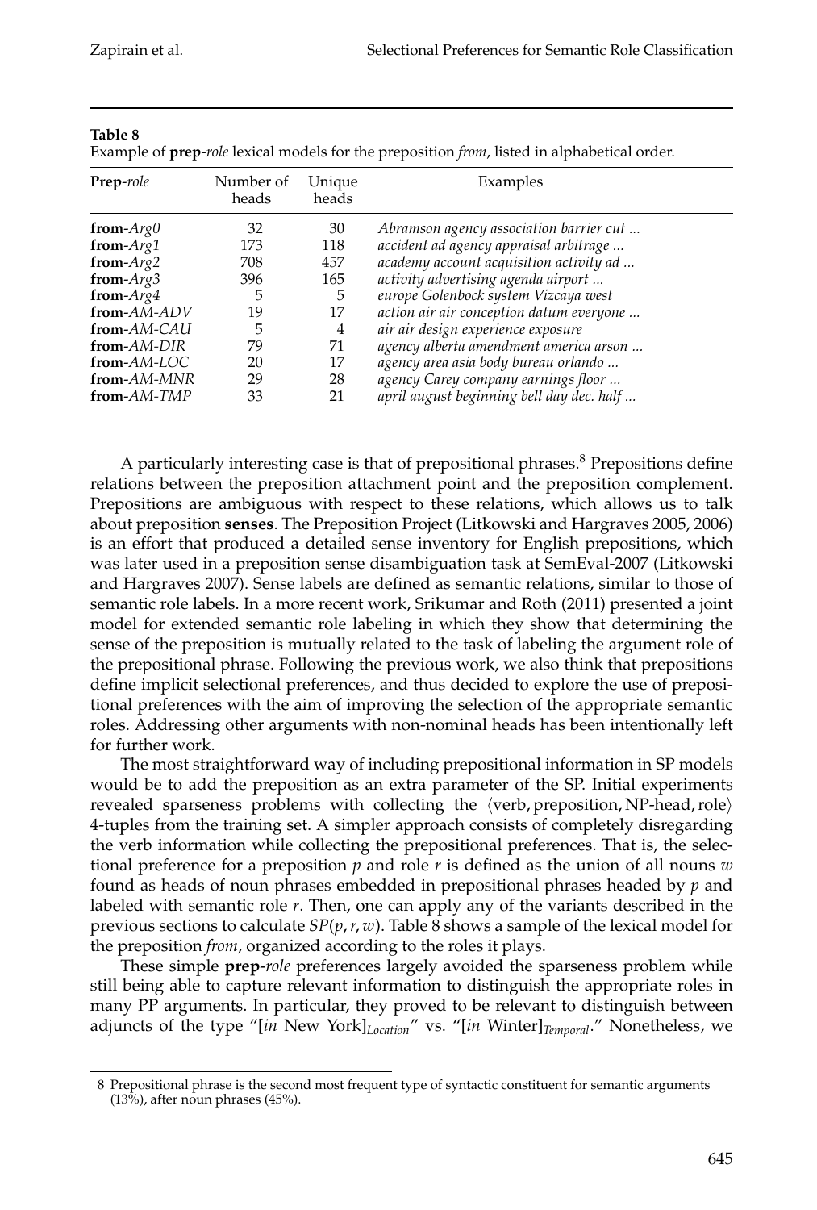**Table 8**

Example of **prep**-*role* lexical models for the preposition *from*, listed in alphabetical order.

| **Prep**-*role* | Number of heads | Unique heads | Examples |
|---|---|---|---|
| **from**-*Arg0* | 32 | 30 | *Abramson agency association barrier cut ...* |
| **from**-*Arg1* | 173 | 118 | *accident ad agency appraisal arbitrage ...* |
| **from**-*Arg2* | 708 | 457 | *academy account acquisition activity ad ...* |
| **from**-*Arg3* | 396 | 165 | *activity advertising agenda airport ...* |
| **from**-*Arg4* | 5 | 5 | *europe Golenbock system Vizcaya west* |
| **from**-*AM-ADV* | 19 | 17 | *action air air conception datum everyone ...* |
| **from**-*AM-CAU* | 5 | 4 | *air air design experience exposure* |
| **from**-*AM-DIR* | 79 | 71 | *agency alberta amendment america arson ...* |
| **from**-*AM-LOC* | 20 | 17 | *agency area asia body bureau orlando ...* |
| **from**-*AM-MNR* | 29 | 28 | *agency Carey company earnings floor ...* |
| **from**-*AM-TMP* | 33 | 21 | *april august beginning bell day dec. half ...* |

A particularly interesting case is that of prepositional phrases.[8] Prepositions define relations between the preposition attachment point and the preposition complement. Prepositions are ambiguous with respect to these relations, which allows us to talk about preposition **senses**. The Preposition Project (Litkowski and Hargraves 2005, 2006) is an effort that produced a detailed sense inventory for English prepositions, which was later used in a preposition sense disambiguation task at SemEval-2007 (Litkowski and Hargraves 2007). Sense labels are defined as semantic relations, similar to those of semantic role labels. In a more recent work, Srikumar and Roth (2011) presented a joint model for extended semantic role labeling in which they show that determining the sense of the preposition is mutually related to the task of labeling the argument role of the prepositional phrase. Following the previous work, we also think that prepositions define implicit selectional preferences, and thus decided to explore the use of prepositional preferences with the aim of improving the selection of the appropriate semantic roles. Addressing other arguments with non-nominal heads has been intentionally left for further work.

The most straightforward way of including prepositional information in SP models would be to add the preposition as an extra parameter of the SP. Initial experiments revealed sparseness problems with collecting the $\langle$verb, preposition, NP-head, role$\rangle$ 4-tuples from the training set. A simpler approach consists of completely disregarding the verb information while collecting the prepositional preferences. That is, the selectional preference for a preposition $p$ and role $r$ is defined as the union of all nouns $w$ found as heads of noun phrases embedded in prepositional phrases headed by $p$ and labeled with semantic role $r$. Then, one can apply any of the variants described in the previous sections to calculate $SP(p, r, w)$. Table 8 shows a sample of the lexical model for the preposition *from*, organized according to the roles it plays.

These simple **prep**-*role* preferences largely avoided the sparseness problem while still being able to capture relevant information to distinguish the appropriate roles in many PP arguments. In particular, they proved to be relevant to distinguish between adjuncts of the type "[*in* New York]$_{Location}$" vs. "[*in* Winter]$_{Temporal}$." Nonetheless, we

8 Prepositional phrase is the second most frequent type of syntactic constituent for semantic arguments (13%), after noun phrases (45%).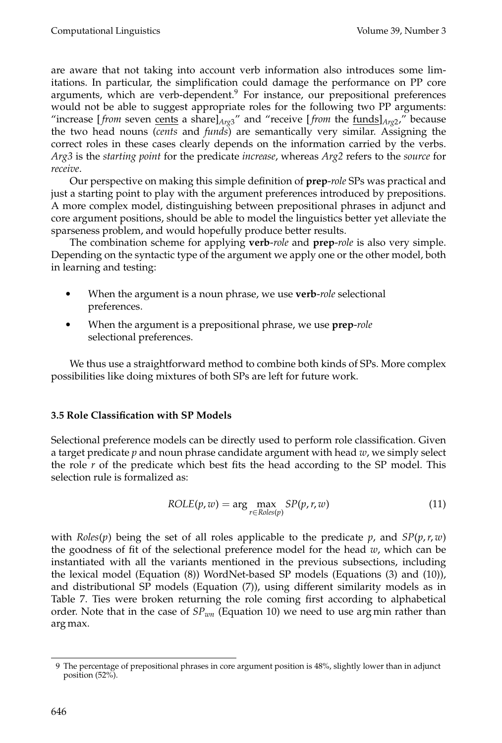are aware that not taking into account verb information also introduces some limitations. In particular, the simplification could damage the performance on PP core arguments, which are verb-dependent.[9] For instance, our prepositional preferences would not be able to suggest appropriate roles for the following two PP arguments: "increase [*from* seven cents a share]$_{Arg3}$" and "receive [*from* the funds]$_{Arg2}$," because the two head nouns (*cents* and *funds*) are semantically very similar. Assigning the correct roles in these cases clearly depends on the information carried by the verbs. *Arg3* is the *starting point* for the predicate *increase*, whereas *Arg2* refers to the *source* for *receive*.

Our perspective on making this simple definition of **prep**-*role* SPs was practical and just a starting point to play with the argument preferences introduced by prepositions. A more complex model, distinguishing between prepositional phrases in adjunct and core argument positions, should be able to model the linguistics better yet alleviate the sparseness problem, and would hopefully produce better results.

The combination scheme for applying **verb**-*role* and **prep**-*role* is also very simple. Depending on the syntactic type of the argument we apply one or the other model, both in learning and testing:

- When the argument is a noun phrase, we use **verb**-*role* selectional preferences.
- When the argument is a prepositional phrase, we use **prep**-*role* selectional preferences.

We thus use a straightforward method to combine both kinds of SPs. More complex possibilities like doing mixtures of both SPs are left for future work.

### 3.5 Role Classification with SP Models

Selectional preference models can be directly used to perform role classification. Given a target predicate $p$ and noun phrase candidate argument with head $w$, we simply select the role $r$ of the predicate which best fits the head according to the SP model. This selection rule is formalized as:

$$ROLE(p, w) = \arg \max_{r \in Roles(p)} SP(p, r, w) \tag{11}$$

with $Roles(p)$ being the set of all roles applicable to the predicate $p$, and $SP(p, r, w)$ the goodness of fit of the selectional preference model for the head $w$, which can be instantiated with all the variants mentioned in the previous subsections, including the lexical model (Equation (8)) WordNet-based SP models (Equations (3) and (10)), and distributional SP models (Equation (7)), using different similarity models as in Table 7. Ties were broken returning the role coming first according to alphabetical order. Note that in the case of $SP_{wn}$ (Equation 10) we need to use arg min rather than arg max.

9 The percentage of prepositional phrases in core argument position is 48%, slightly lower than in adjunct position (52%).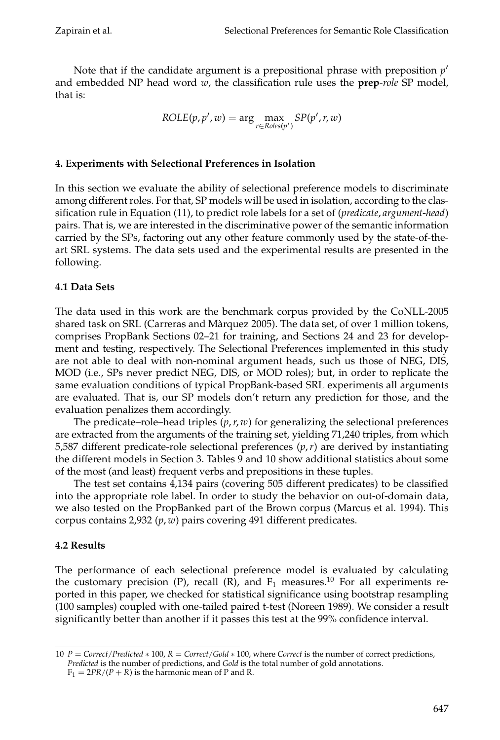Note that if the candidate argument is a prepositional phrase with preposition $p'$ and embedded NP head word $w$, the classification rule uses the **prep**-*role* SP model, that is:

$$ROLE(p, p', w) = \arg \max_{r \in Roles(p')} SP(p', r, w)$$

### 4. Experiments with Selectional Preferences in Isolation

In this section we evaluate the ability of selectional preference models to discriminate among different roles. For that, SP models will be used in isolation, according to the classification rule in Equation (11), to predict role labels for a set of (*predicate*, *argument-head*) pairs. That is, we are interested in the discriminative power of the semantic information carried by the SPs, factoring out any other feature commonly used by the state-of-the-art SRL systems. The data sets used and the experimental results are presented in the following.

#### 4.1 Data Sets

The data used in this work are the benchmark corpus provided by the CoNLL-2005 shared task on SRL (Carreras and Màrquez 2005). The data set, of over 1 million tokens, comprises PropBank Sections 02–21 for training, and Sections 24 and 23 for development and testing, respectively. The Selectional Preferences implemented in this study are not able to deal with non-nominal argument heads, such us those of NEG, DIS, MOD (i.e., SPs never predict NEG, DIS, or MOD roles); but, in order to replicate the same evaluation conditions of typical PropBank-based SRL experiments all arguments are evaluated. That is, our SP models don't return any prediction for those, and the evaluation penalizes them accordingly.

The predicate–role–head triples $(p, r, w)$ for generalizing the selectional preferences are extracted from the arguments of the training set, yielding 71,240 triples, from which 5,587 different predicate-role selectional preferences $(p, r)$ are derived by instantiating the different models in Section 3. Tables 9 and 10 show additional statistics about some of the most (and least) frequent verbs and prepositions in these tuples.

The test set contains 4,134 pairs (covering 505 different predicates) to be classified into the appropriate role label. In order to study the behavior on out-of-domain data, we also tested on the PropBanked part of the Brown corpus (Marcus et al. 1994). This corpus contains 2,932 $(p, w)$ pairs covering 491 different predicates.

#### 4.2 Results

The performance of each selectional preference model is evaluated by calculating the customary precision (P), recall (R), and $F_1$ measures.[10] For all experiments reported in this paper, we checked for statistical significance using bootstrap resampling (100 samples) coupled with one-tailed paired t-test (Noreen 1989). We consider a result significantly better than another if it passes this test at the 99% confidence interval.

---

10 $P = Correct/Predicted * 100$, $R = Correct/Gold * 100$, where *Correct* is the number of correct predictions, *Predicted* is the number of predictions, and *Gold* is the total number of gold annotations. $F_1 = 2PR/(P + R)$ is the harmonic mean of P and R.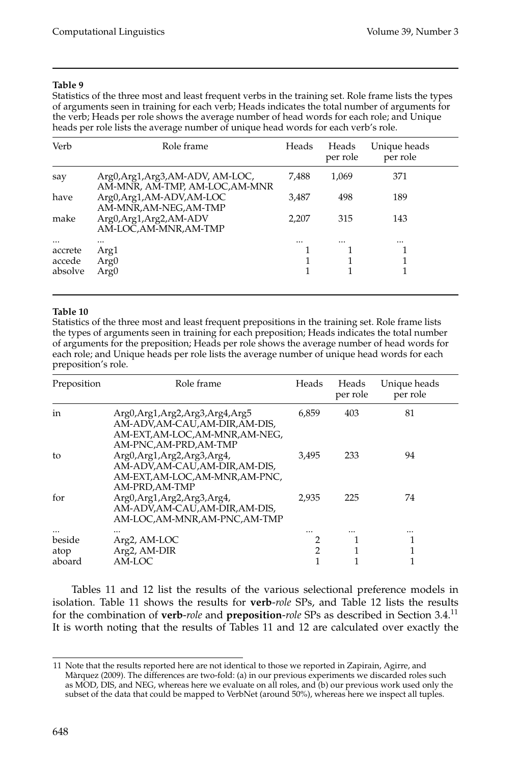**Table 9**

Statistics of the three most and least frequent verbs in the training set. Role frame lists the types of arguments seen in training for each verb; Heads indicates the total number of arguments for the verb; Heads per role shows the average number of head words for each role; and Unique heads per role lists the average number of unique head words for each verb's role.

| Verb | Role frame | Heads | Heads per role | Unique heads per role |
|---|---|---|---|---|
| say | Arg0,Arg1,Arg3,AM-ADV, AM-LOC, AM-MNR, AM-TMP, AM-LOC,AM-MNR | 7,488 | 1,069 | 371 |
| have | Arg0,Arg1,AM-ADV,AM-LOC AM-MNR,AM-NEG,AM-TMP | 3,487 | 498 | 189 |
| make | Arg0,Arg1,Arg2,AM-ADV AM-LOC,AM-MNR,AM-TMP | 2,207 | 315 | 143 |
| ... | ... | ... | ... | ... |
| accrete | Arg1 | 1 | 1 | 1 |
| accede | Arg0 | 1 | 1 | 1 |
| absolve | Arg0 | 1 | 1 | 1 |

**Table 10**

Statistics of the three most and least frequent prepositions in the training set. Role frame lists the types of arguments seen in training for each preposition; Heads indicates the total number of arguments for the preposition; Heads per role shows the average number of head words for each role; and Unique heads per role lists the average number of unique head words for each preposition's role.

| Preposition | Role frame | Heads | Heads per role | Unique heads per role |
|---|---|---|---|---|
| in | Arg0,Arg1,Arg2,Arg3,Arg4,Arg5 AM-ADV,AM-CAU,AM-DIR,AM-DIS, AM-EXT,AM-LOC,AM-MNR,AM-NEG, AM-PNC,AM-PRD,AM-TMP | 6,859 | 403 | 81 |
| to | Arg0,Arg1,Arg2,Arg3,Arg4, AM-ADV,AM-CAU,AM-DIR,AM-DIS, AM-EXT,AM-LOC,AM-MNR,AM-PNC, AM-PRD,AM-TMP | 3,495 | 233 | 94 |
| for | Arg0,Arg1,Arg2,Arg3,Arg4, AM-ADV,AM-CAU,AM-DIR,AM-DIS, AM-LOC,AM-MNR,AM-PNC,AM-TMP | 2,935 | 225 | 74 |
| ... | ... | ... | ... | ... |
| beside | Arg2, AM-LOC | 2 | 1 | 1 |
| atop | Arg2, AM-DIR | 2 | 1 | 1 |
| aboard | AM-LOC | 1 | 1 | 1 |

Tables 11 and 12 list the results of the various selectional preference models in isolation. Table 11 shows the results for **verb**-*role* SPs, and Table 12 lists the results for the combination of **verb**-*role* and **preposition**-*role* SPs as described in Section 3.4.[11] It is worth noting that the results of Tables 11 and 12 are calculated over exactly the

[11] Note that the results reported here are not identical to those we reported in Zapirain, Agirre, and Màrquez (2009). The differences are two-fold: (a) in our previous experiments we discarded roles such as MOD, DIS, and NEG, whereas here we evaluate on all roles, and (b) our previous work used only the subset of the data that could be mapped to VerbNet (around 50%), whereas here we inspect all tuples.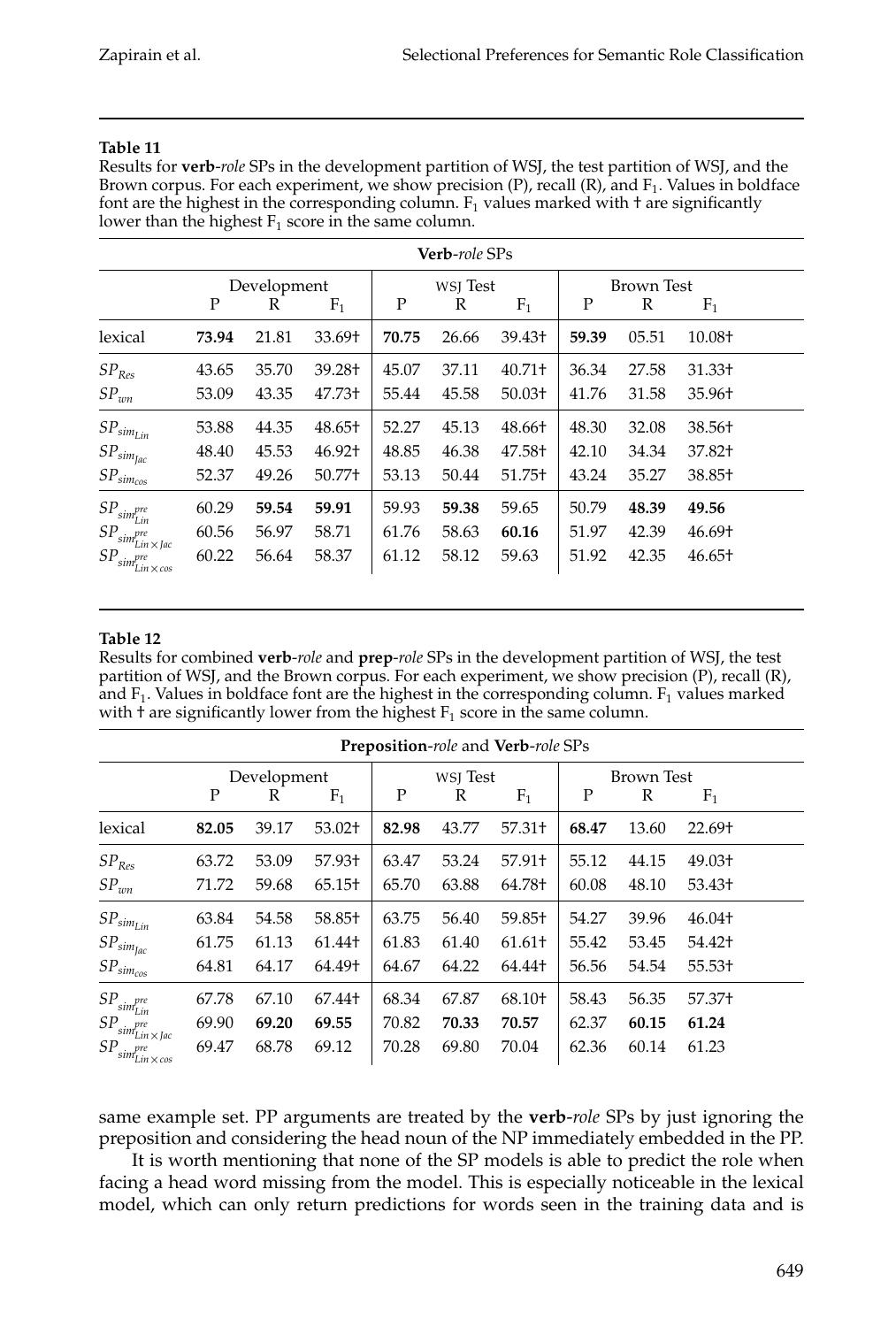**Table 11**

Results for **verb**-*role* SPs in the development partition of WSJ, the test partition of WSJ, and the Brown corpus. For each experiment, we show precision (P), recall (R), and $F_1$. Values in boldface font are the highest in the corresponding column. $F_1$ values marked with † are significantly lower than the highest $F_1$ score in the same column.

| **Verb**-*role* SPs | | | | | | | | | |
|---|---|---|---|---|---|---|---|---|---|
| | Development | | | WSJ Test | | | Brown Test | | |
| | P | R | $F_1$ | P | R | $F_1$ | P | R | $F_1$ |
| lexical | **73.94** | 21.81 | 33.69† | **70.75** | 26.66 | 39.43† | **59.39** | 05.51 | 10.08† |
| $SP_{Res}$ | 43.65 | 35.70 | 39.28† | 45.07 | 37.11 | 40.71† | 36.34 | 27.58 | 31.33† |
| $SP_{wn}$ | 53.09 | 43.35 | 47.73† | 55.44 | 45.58 | 50.03† | 41.76 | 31.58 | 35.96† |
| $SP_{sim_{Lin}}$ | 53.88 | 44.35 | 48.65† | 52.27 | 45.13 | 48.66† | 48.30 | 32.08 | 38.56† |
| $SP_{sim_{Jac}}$ | 48.40 | 45.53 | 46.92† | 48.85 | 46.38 | 47.58† | 42.10 | 34.34 | 37.82† |
| $SP_{sim_{cos}}$ | 52.37 | 49.26 | 50.77† | 53.13 | 50.44 | 51.75† | 43.24 | 35.27 | 38.85† |
| $SP_{sim^{pre}_{Lin}}$ | 60.29 | **59.54** | **59.91** | 59.93 | **59.38** | 59.65 | 50.79 | **48.39** | **49.56** |
| $SP_{sim^{pre}_{Lin \times Jac}}$ | 60.56 | 56.97 | 58.71 | 61.76 | 58.63 | **60.16** | 51.97 | 42.39 | 46.69† |
| $SP_{sim^{pre}_{Lin \times cos}}$ | 60.22 | 56.64 | 58.37 | 61.12 | 58.12 | 59.63 | 51.92 | 42.35 | 46.65† |

**Table 12**

Results for combined **verb**-*role* and **prep**-*role* SPs in the development partition of WSJ, the test partition of WSJ, and the Brown corpus. For each experiment, we show precision (P), recall (R), and $F_1$. Values in boldface font are the highest in the corresponding column. $F_1$ values marked with † are significantly lower from the highest $F_1$ score in the same column.

| **Preposition**-*role* and **Verb**-*role* SPs | | | | | | | | | |
|---|---|---|---|---|---|---|---|---|---|
| | Development | | | WSJ Test | | | Brown Test | | |
| | P | R | $F_1$ | P | R | $F_1$ | P | R | $F_1$ |
| lexical | **82.05** | 39.17 | 53.02† | **82.98** | 43.77 | 57.31† | **68.47** | 13.60 | 22.69† |
| $SP_{Res}$ | 63.72 | 53.09 | 57.93† | 63.47 | 53.24 | 57.91† | 55.12 | 44.15 | 49.03† |
| $SP_{wn}$ | 71.72 | 59.68 | 65.15† | 65.70 | 63.88 | 64.78† | 60.08 | 48.10 | 53.43† |
| $SP_{sim_{Lin}}$ | 63.84 | 54.58 | 58.85† | 63.75 | 56.40 | 59.85† | 54.27 | 39.96 | 46.04† |
| $SP_{sim_{Jac}}$ | 61.75 | 61.13 | 61.44† | 61.83 | 61.40 | 61.61† | 55.42 | 53.45 | 54.42† |
| $SP_{sim_{cos}}$ | 64.81 | 64.17 | 64.49† | 64.67 | 64.22 | 64.44† | 56.56 | 54.54 | 55.53† |
| $SP_{sim^{pre}_{Lin}}$ | 67.78 | 67.10 | 67.44† | 68.34 | 67.87 | 68.10† | 58.43 | 56.35 | 57.37† |
| $SP_{sim^{pre}_{Lin \times Jac}}$ | 69.90 | **69.20** | **69.55** | 70.82 | **70.33** | **70.57** | 62.37 | **60.15** | **61.24** |
| $SP_{sim^{pre}_{Lin \times cos}}$ | 69.47 | 68.78 | 69.12 | 70.28 | 69.80 | 70.04 | 62.36 | 60.14 | 61.23 |

same example set. PP arguments are treated by the **verb**-*role* SPs by just ignoring the preposition and considering the head noun of the NP immediately embedded in the PP.

It is worth mentioning that none of the SP models is able to predict the role when facing a head word missing from the model. This is especially noticeable in the lexical model, which can only return predictions for words seen in the training data and is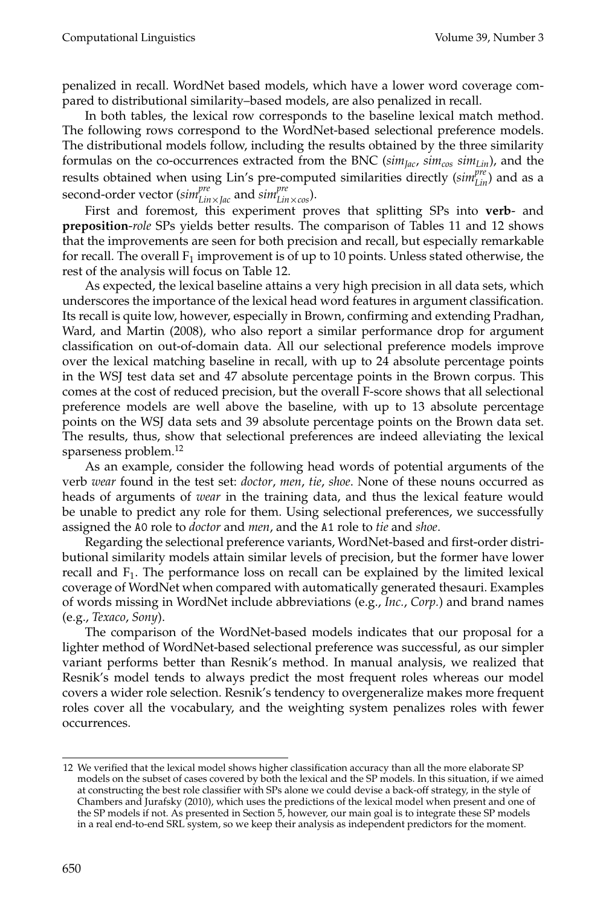penalized in recall. WordNet based models, which have a lower word coverage compared to distributional similarity–based models, are also penalized in recall.

In both tables, the lexical row corresponds to the baseline lexical match method. The following rows correspond to the WordNet-based selectional preference models. The distributional models follow, including the results obtained by the three similarity formulas on the co-occurrences extracted from the BNC ($sim_{Jac}$, $sim_{cos}$ $sim_{Lin}$), and the results obtained when using Lin's pre-computed similarities directly ($sim^{pre}_{Lin}$) and as a second-order vector ($sim^{pre}_{Lin\times Jac}$ and $sim^{pre}_{Lin\times cos}$).

First and foremost, this experiment proves that splitting SPs into **verb**- and **preposition**-*role* SPs yields better results. The comparison of Tables 11 and 12 shows that the improvements are seen for both precision and recall, but especially remarkable for recall. The overall $F_1$ improvement is of up to 10 points. Unless stated otherwise, the rest of the analysis will focus on Table 12.

As expected, the lexical baseline attains a very high precision in all data sets, which underscores the importance of the lexical head word features in argument classification. Its recall is quite low, however, especially in Brown, confirming and extending Pradhan, Ward, and Martin (2008), who also report a similar performance drop for argument classification on out-of-domain data. All our selectional preference models improve over the lexical matching baseline in recall, with up to 24 absolute percentage points in the WSJ test data set and 47 absolute percentage points in the Brown corpus. This comes at the cost of reduced precision, but the overall F-score shows that all selectional preference models are well above the baseline, with up to 13 absolute percentage points on the WSJ data sets and 39 absolute percentage points on the Brown data set. The results, thus, show that selectional preferences are indeed alleviating the lexical sparseness problem.[12]

As an example, consider the following head words of potential arguments of the verb *wear* found in the test set: *doctor*, *men*, *tie*, *shoe*. None of these nouns occurred as heads of arguments of *wear* in the training data, and thus the lexical feature would be unable to predict any role for them. Using selectional preferences, we successfully assigned the `A0` role to *doctor* and *men*, and the `A1` role to *tie* and *shoe*.

Regarding the selectional preference variants, WordNet-based and first-order distributional similarity models attain similar levels of precision, but the former have lower recall and $F_1$. The performance loss on recall can be explained by the limited lexical coverage of WordNet when compared with automatically generated thesauri. Examples of words missing in WordNet include abbreviations (e.g., *Inc.*, *Corp.*) and brand names (e.g., *Texaco*, *Sony*).

The comparison of the WordNet-based models indicates that our proposal for a lighter method of WordNet-based selectional preference was successful, as our simpler variant performs better than Resnik's method. In manual analysis, we realized that Resnik's model tends to always predict the most frequent roles whereas our model covers a wider role selection. Resnik's tendency to overgeneralize makes more frequent roles cover all the vocabulary, and the weighting system penalizes roles with fewer occurrences.

---

12 We verified that the lexical model shows higher classification accuracy than all the more elaborate SP models on the subset of cases covered by both the lexical and the SP models. In this situation, if we aimed at constructing the best role classifier with SPs alone we could devise a back-off strategy, in the style of Chambers and Jurafsky (2010), which uses the predictions of the lexical model when present and one of the SP models if not. As presented in Section 5, however, our main goal is to integrate these SP models in a real end-to-end SRL system, so we keep their analysis as independent predictors for the moment.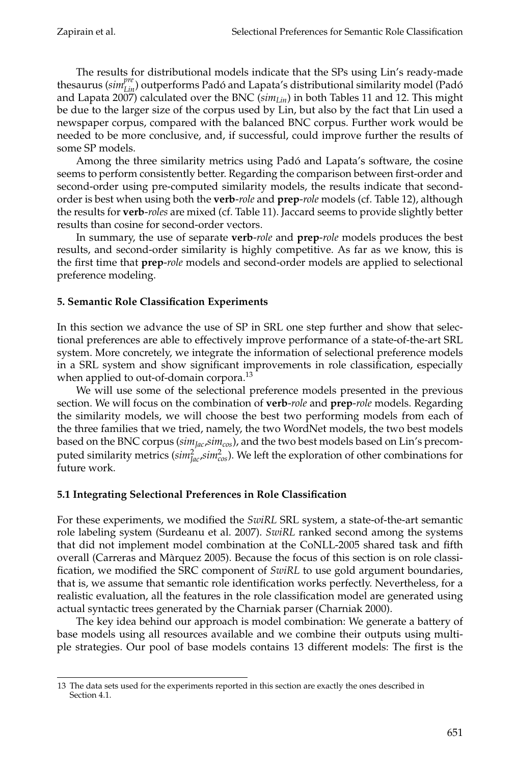The results for distributional models indicate that the SPs using Lin's ready-made thesaurus ($sim^{pre}_{Lin}$) outperforms Padó and Lapata's distributional similarity model (Padó and Lapata 2007) calculated over the BNC ($sim_{Lin}$) in both Tables 11 and 12. This might be due to the larger size of the corpus used by Lin, but also by the fact that Lin used a newspaper corpus, compared with the balanced BNC corpus. Further work would be needed to be more conclusive, and, if successful, could improve further the results of some SP models.

Among the three similarity metrics using Padó and Lapata's software, the cosine seems to perform consistently better. Regarding the comparison between first-order and second-order using pre-computed similarity models, the results indicate that second-order is best when using both the **verb**-*role* and **prep**-*role* models (cf. Table 12), although the results for **verb**-*roles* are mixed (cf. Table 11). Jaccard seems to provide slightly better results than cosine for second-order vectors.

In summary, the use of separate **verb**-*role* and **prep**-*role* models produces the best results, and second-order similarity is highly competitive. As far as we know, this is the first time that **prep**-*role* models and second-order models are applied to selectional preference modeling.

## 5. Semantic Role Classification Experiments

In this section we advance the use of SP in SRL one step further and show that selectional preferences are able to effectively improve performance of a state-of-the-art SRL system. More concretely, we integrate the information of selectional preference models in a SRL system and show significant improvements in role classification, especially when applied to out-of-domain corpora.[13]

We will use some of the selectional preference models presented in the previous section. We will focus on the combination of **verb**-*role* and **prep**-*role* models. Regarding the similarity models, we will choose the best two performing models from each of the three families that we tried, namely, the two WordNet models, the two best models based on the BNC corpus ($sim_{Jac}$,$sim_{cos}$), and the two best models based on Lin's precomputed similarity metrics ($sim^2_{Jac}$,$sim^2_{cos}$). We left the exploration of other combinations for future work.

### 5.1 Integrating Selectional Preferences in Role Classification

For these experiments, we modified the *SwiRL* SRL system, a state-of-the-art semantic role labeling system (Surdeanu et al. 2007). *SwiRL* ranked second among the systems that did not implement model combination at the CoNLL-2005 shared task and fifth overall (Carreras and Màrquez 2005). Because the focus of this section is on role classification, we modified the SRC component of *SwiRL* to use gold argument boundaries, that is, we assume that semantic role identification works perfectly. Nevertheless, for a realistic evaluation, all the features in the role classification model are generated using actual syntactic trees generated by the Charniak parser (Charniak 2000).

The key idea behind our approach is model combination: We generate a battery of base models using all resources available and we combine their outputs using multiple strategies. Our pool of base models contains 13 different models: The first is the

13 The data sets used for the experiments reported in this section are exactly the ones described in Section 4.1.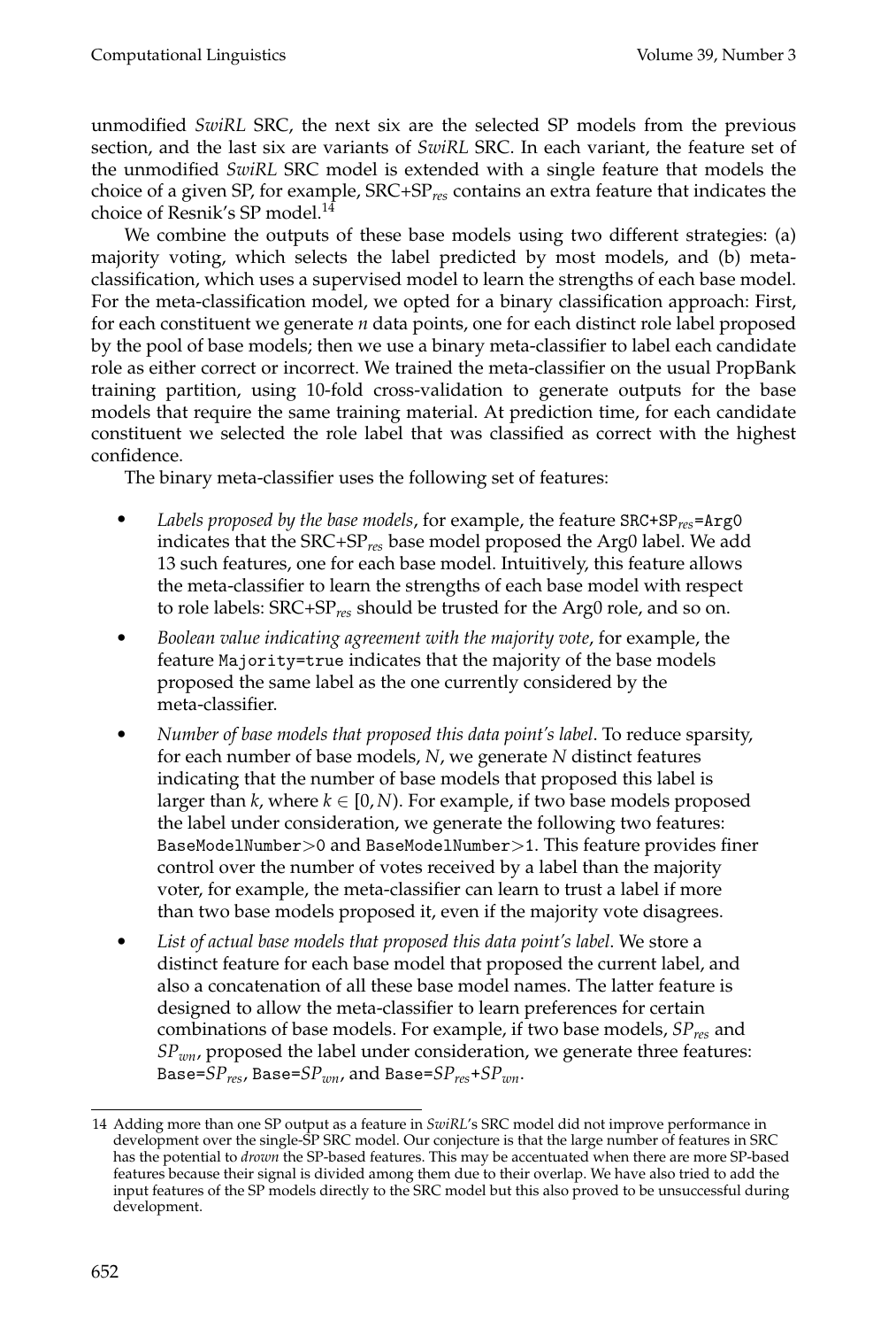unmodified *SwiRL* SRC, the next six are the selected SP models from the previous section, and the last six are variants of *SwiRL* SRC. In each variant, the feature set of the unmodified *SwiRL* SRC model is extended with a single feature that models the choice of a given SP, for example, SRC+$SP_{res}$ contains an extra feature that indicates the choice of Resnik's SP model.[14]

We combine the outputs of these base models using two different strategies: (a) majority voting, which selects the label predicted by most models, and (b) meta-classification, which uses a supervised model to learn the strengths of each base model. For the meta-classification model, we opted for a binary classification approach: First, for each constituent we generate *n* data points, one for each distinct role label proposed by the pool of base models; then we use a binary meta-classifier to label each candidate role as either correct or incorrect. We trained the meta-classifier on the usual PropBank training partition, using 10-fold cross-validation to generate outputs for the base models that require the same training material. At prediction time, for each candidate constituent we selected the role label that was classified as correct with the highest confidence.

The binary meta-classifier uses the following set of features:

- *Labels proposed by the base models*, for example, the feature `SRC+`$SP_{res}$`=Arg0` indicates that the SRC+$SP_{res}$ base model proposed the Arg0 label. We add 13 such features, one for each base model. Intuitively, this feature allows the meta-classifier to learn the strengths of each base model with respect to role labels: SRC+$SP_{res}$ should be trusted for the Arg0 role, and so on.
- *Boolean value indicating agreement with the majority vote*, for example, the feature `Majority=true` indicates that the majority of the base models proposed the same label as the one currently considered by the meta-classifier.
- *Number of base models that proposed this data point's label*. To reduce sparsity, for each number of base models, $N$, we generate $N$ distinct features indicating that the number of base models that proposed this label is larger than $k$, where $k \in [0, N)$. For example, if two base models proposed the label under consideration, we generate the following two features: `BaseModelNumber>0` and `BaseModelNumber>1`. This feature provides finer control over the number of votes received by a label than the majority voter, for example, the meta-classifier can learn to trust a label if more than two base models proposed it, even if the majority vote disagrees.
- *List of actual base models that proposed this data point's label*. We store a distinct feature for each base model that proposed the current label, and also a concatenation of all these base model names. The latter feature is designed to allow the meta-classifier to learn preferences for certain combinations of base models. For example, if two base models, $SP_{res}$ and $SP_{wn}$, proposed the label under consideration, we generate three features: `Base=`$SP_{res}$, `Base=`$SP_{wn}$, and `Base=`$SP_{res}$+$SP_{wn}$.

[14] Adding more than one SP output as a feature in *SwiRL*'s SRC model did not improve performance in development over the single-SP SRC model. Our conjecture is that the large number of features in SRC has the potential to *drown* the SP-based features. This may be accentuated when there are more SP-based features because their signal is divided among them due to their overlap. We have also tried to add the input features of the SP models directly to the SRC model but this also proved to be unsuccessful during development.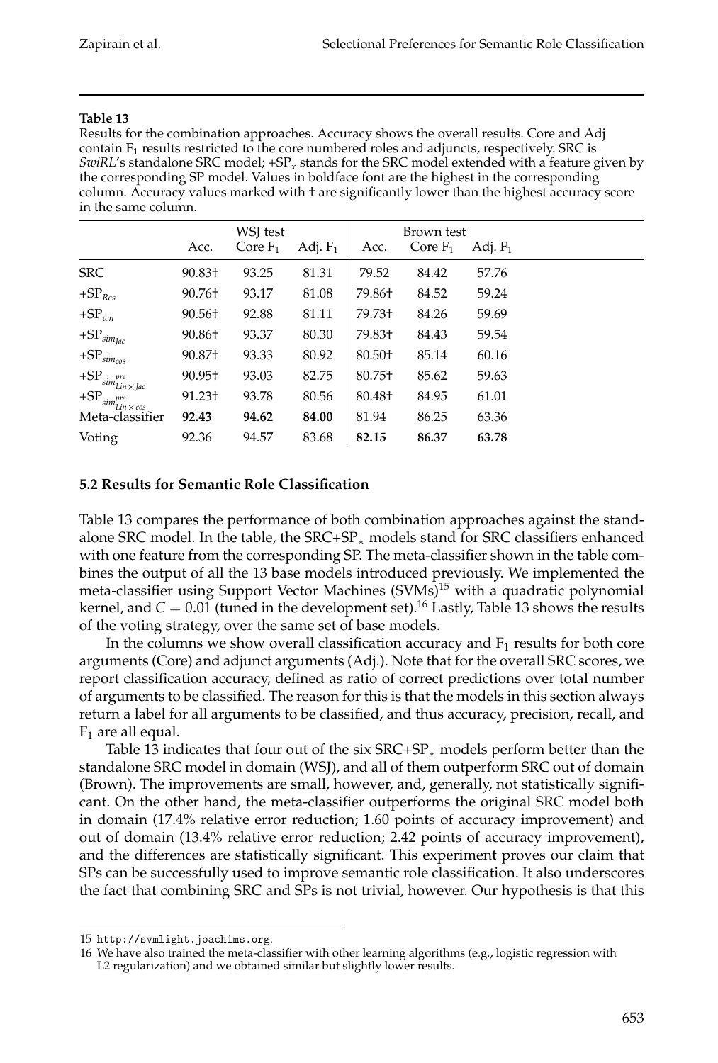**Table 13**
Results for the combination approaches. Accuracy shows the overall results. Core and Adj contain $F_1$ results restricted to the core numbered roles and adjuncts, respectively. SRC is *SwiRL*'s standalone SRC model; $+SP_x$ stands for the SRC model extended with a feature given by the corresponding SP model. Values in boldface font are the highest in the corresponding column. Accuracy values marked with † are significantly lower than the highest accuracy score in the same column.

| | WSJ test | | | Brown test | | |
|---|---|---|---|---|---|---|
| | Acc. | Core $F_1$ | Adj. $F_1$ | Acc. | Core $F_1$ | Adj. $F_1$ |
| SRC | 90.83† | 93.25 | 81.31 | 79.52 | 84.42 | 57.76 |
| $+SP_{Res}$ | 90.76† | 93.17 | 81.08 | 79.86† | 84.52 | 59.24 |
| $+SP_{wn}$ | 90.56† | 92.88 | 81.11 | 79.73† | 84.26 | 59.69 |
| $+SP_{sim_{Jac}}$ | 90.86† | 93.37 | 80.30 | 79.83† | 84.43 | 59.54 |
| $+SP_{sim_{cos}}$ | 90.87† | 93.33 | 80.92 | 80.50† | 85.14 | 60.16 |
| $+SP_{sim^{pre}_{Lin \times Jac}}$ | 90.95† | 93.03 | 82.75 | 80.75† | 85.62 | 59.63 |
| $+SP_{sim^{pre}_{Lin \times cos}}$ | 91.23† | 93.78 | 80.56 | 80.48† | 84.95 | 61.01 |
| Meta-classifier | **92.43** | **94.62** | **84.00** | 81.94 | 86.25 | 63.36 |
| Voting | 92.36 | 94.57 | 83.68 | **82.15** | **86.37** | **63.78** |

### 5.2 Results for Semantic Role Classification

Table 13 compares the performance of both combination approaches against the standalone SRC model. In the table, the $SRC+SP_*$ models stand for SRC classifiers enhanced with one feature from the corresponding SP. The meta-classifier shown in the table combines the output of all the 13 base models introduced previously. We implemented the meta-classifier using Support Vector Machines (SVMs)[15] with a quadratic polynomial kernel, and $C = 0.01$ (tuned in the development set).[16] Lastly, Table 13 shows the results of the voting strategy, over the same set of base models.

In the columns we show overall classification accuracy and $F_1$ results for both core arguments (Core) and adjunct arguments (Adj.). Note that for the overall SRC scores, we report classification accuracy, defined as ratio of correct predictions over total number of arguments to be classified. The reason for this is that the models in this section always return a label for all arguments to be classified, and thus accuracy, precision, recall, and $F_1$ are all equal.

Table 13 indicates that four out of the six $SRC+SP_*$ models perform better than the standalone SRC model in domain (WSJ), and all of them outperform SRC out of domain (Brown). The improvements are small, however, and, generally, not statistically significant. On the other hand, the meta-classifier outperforms the original SRC model both in domain (17.4% relative error reduction; 1.60 points of accuracy improvement) and out of domain (13.4% relative error reduction; 2.42 points of accuracy improvement), and the differences are statistically significant. This experiment proves our claim that SPs can be successfully used to improve semantic role classification. It also underscores the fact that combining SRC and SPs is not trivial, however. Our hypothesis is that this

15 http://svmlight.joachims.org.

16 We have also trained the meta-classifier with other learning algorithms (e.g., logistic regression with L2 regularization) and we obtained similar but slightly lower results.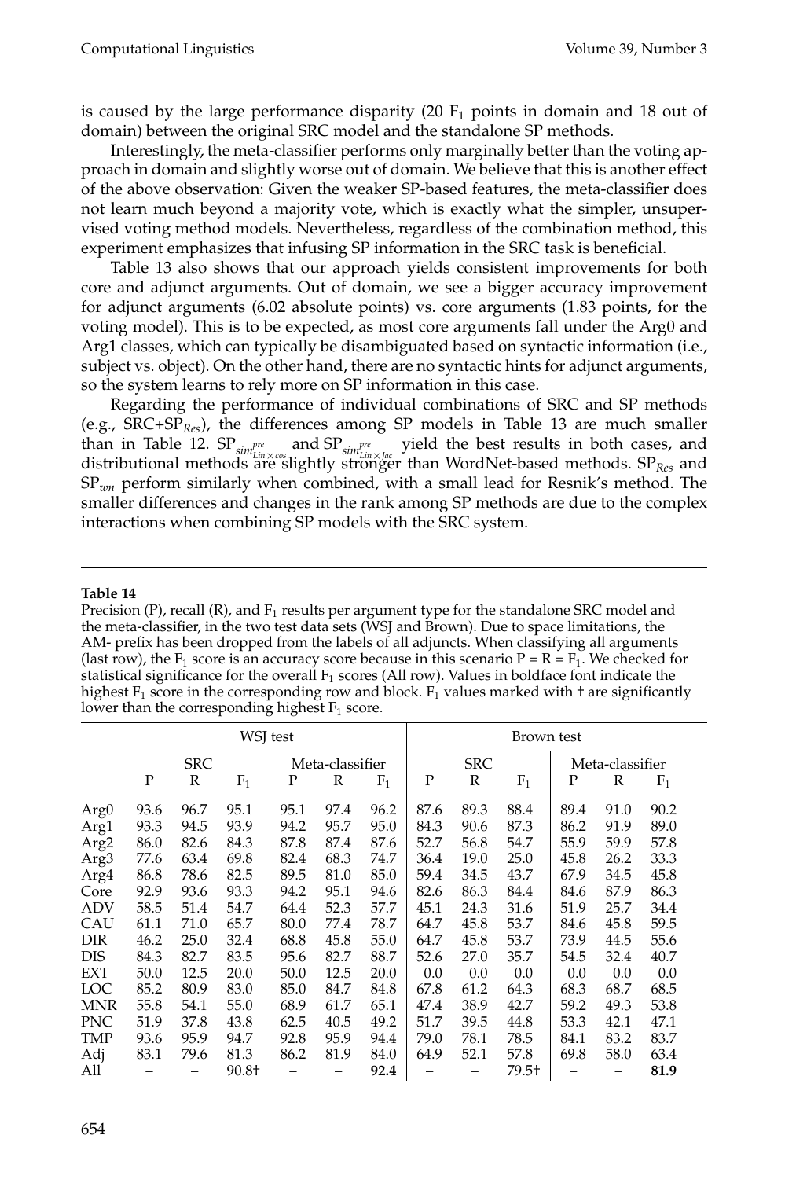is caused by the large performance disparity (20 $F_1$ points in domain and 18 out of domain) between the original SRC model and the standalone SP methods.

Interestingly, the meta-classifier performs only marginally better than the voting approach in domain and slightly worse out of domain. We believe that this is another effect of the above observation: Given the weaker SP-based features, the meta-classifier does not learn much beyond a majority vote, which is exactly what the simpler, unsupervised voting method models. Nevertheless, regardless of the combination method, this experiment emphasizes that infusing SP information in the SRC task is beneficial.

Table 13 also shows that our approach yields consistent improvements for both core and adjunct arguments. Out of domain, we see a bigger accuracy improvement for adjunct arguments (6.02 absolute points) vs. core arguments (1.83 points, for the voting model). This is to be expected, as most core arguments fall under the Arg0 and Arg1 classes, which can typically be disambiguated based on syntactic information (i.e., subject vs. object). On the other hand, there are no syntactic hints for adjunct arguments, so the system learns to rely more on SP information in this case.

Regarding the performance of individual combinations of SRC and SP methods (e.g., SRC+$SP_{Res}$), the differences among SP models in Table 13 are much smaller than in Table 12. $SP_{sim^{pre}_{Lin \times cos}}$ and $SP_{sim^{pre}_{Lin \times Jac}}$ yield the best results in both cases, and distributional methods are slightly stronger than WordNet-based methods. $SP_{Res}$ and $SP_{wn}$ perform similarly when combined, with a small lead for Resnik's method. The smaller differences and changes in the rank among SP methods are due to the complex interactions when combining SP models with the SRC system.

**Table 14**

Precision (P), recall (R), and $F_1$ results per argument type for the standalone SRC model and the meta-classifier, in the two test data sets (WSJ and Brown). Due to space limitations, the AM- prefix has been dropped from the labels of all adjuncts. When classifying all arguments (last row), the $F_1$ score is an accuracy score because in this scenario P = R = $F_1$. We checked for statistical significance for the overall $F_1$ scores (All row). Values in boldface font indicate the highest $F_1$ score in the corresponding row and block. $F_1$ values marked with † are significantly lower than the corresponding highest $F_1$ score.

| | WSJ test | | | | | | Brown test | | | | | |
|---|---|---|---|---|---|---|---|---|---|---|---|---|
| | SRC | | | Meta-classifier | | | SRC | | | Meta-classifier | | |
| | P | R | $F_1$ | P | R | $F_1$ | P | R | $F_1$ | P | R | $F_1$ |
| Arg0 | 93.6 | 96.7 | 95.1 | 95.1 | 97.4 | 96.2 | 87.6 | 89.3 | 88.4 | 89.4 | 91.0 | 90.2 |
| Arg1 | 93.3 | 94.5 | 93.9 | 94.2 | 95.7 | 95.0 | 84.3 | 90.6 | 87.3 | 86.2 | 91.9 | 89.0 |
| Arg2 | 86.0 | 82.6 | 84.3 | 87.8 | 87.4 | 87.6 | 52.7 | 56.8 | 54.7 | 55.9 | 59.9 | 57.8 |
| Arg3 | 77.6 | 63.4 | 69.8 | 82.4 | 68.3 | 74.7 | 36.4 | 19.0 | 25.0 | 45.8 | 26.2 | 33.3 |
| Arg4 | 86.8 | 78.6 | 82.5 | 89.5 | 81.0 | 85.0 | 59.4 | 34.5 | 43.7 | 67.9 | 34.5 | 45.8 |
| Core | 92.9 | 93.6 | 93.3 | 94.2 | 95.1 | 94.6 | 82.6 | 86.3 | 84.4 | 84.6 | 87.9 | 86.3 |
| ADV | 58.5 | 51.4 | 54.7 | 64.4 | 52.3 | 57.7 | 45.1 | 24.3 | 31.6 | 51.9 | 25.7 | 34.4 |
| CAU | 61.1 | 71.0 | 65.7 | 80.0 | 77.4 | 78.7 | 64.7 | 45.8 | 53.7 | 84.6 | 45.8 | 59.5 |
| DIR | 46.2 | 25.0 | 32.4 | 68.8 | 45.8 | 55.0 | 64.7 | 45.8 | 53.7 | 73.9 | 44.5 | 55.6 |
| DIS | 84.3 | 82.7 | 83.5 | 95.6 | 82.7 | 88.7 | 52.6 | 27.0 | 35.7 | 54.5 | 32.4 | 40.7 |
| EXT | 50.0 | 12.5 | 20.0 | 50.0 | 12.5 | 20.0 | 0.0 | 0.0 | 0.0 | 0.0 | 0.0 | 0.0 |
| LOC | 85.2 | 80.9 | 83.0 | 85.0 | 84.7 | 84.8 | 67.8 | 61.2 | 64.3 | 68.3 | 68.7 | 68.5 |
| MNR | 55.8 | 54.1 | 55.0 | 68.9 | 61.7 | 65.1 | 47.4 | 38.9 | 42.7 | 59.2 | 49.3 | 53.8 |
| PNC | 51.9 | 37.8 | 43.8 | 62.5 | 40.5 | 49.2 | 51.7 | 39.5 | 44.8 | 53.3 | 42.1 | 47.1 |
| TMP | 93.6 | 95.9 | 94.7 | 92.8 | 95.9 | 94.4 | 79.0 | 78.1 | 78.5 | 84.1 | 83.2 | 83.7 |
| Adj | 83.1 | 79.6 | 81.3 | 86.2 | 81.9 | 84.0 | 64.9 | 52.1 | 57.8 | 69.8 | 58.0 | 63.4 |
| All | – | – | 90.8† | – | – | **92.4** | – | – | 79.5† | – | – | **81.9** |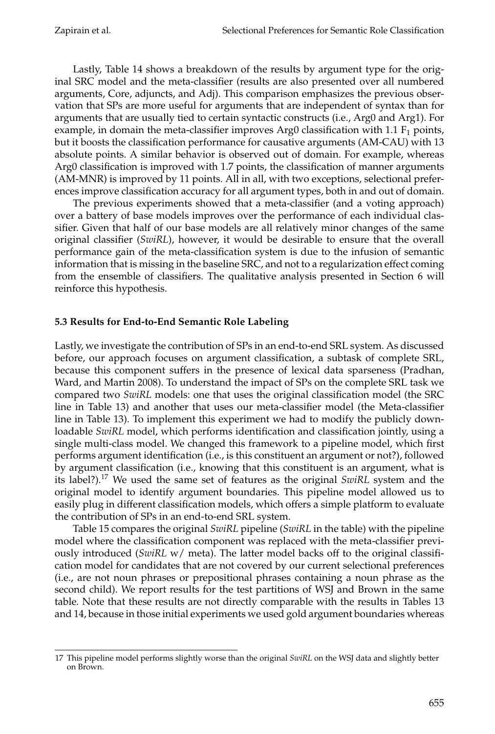Lastly, Table 14 shows a breakdown of the results by argument type for the original SRC model and the meta-classifier (results are also presented over all numbered arguments, Core, adjuncts, and Adj). This comparison emphasizes the previous observation that SPs are more useful for arguments that are independent of syntax than for arguments that are usually tied to certain syntactic constructs (i.e., Arg0 and Arg1). For example, in domain the meta-classifier improves Arg0 classification with 1.1 $F_1$ points, but it boosts the classification performance for causative arguments (AM-CAU) with 13 absolute points. A similar behavior is observed out of domain. For example, whereas Arg0 classification is improved with 1.7 points, the classification of manner arguments (AM-MNR) is improved by 11 points. All in all, with two exceptions, selectional preferences improve classification accuracy for all argument types, both in and out of domain.

The previous experiments showed that a meta-classifier (and a voting approach) over a battery of base models improves over the performance of each individual classifier. Given that half of our base models are all relatively minor changes of the same original classifier (*SwiRL*), however, it would be desirable to ensure that the overall performance gain of the meta-classification system is due to the infusion of semantic information that is missing in the baseline SRC, and not to a regularization effect coming from the ensemble of classifiers. The qualitative analysis presented in Section 6 will reinforce this hypothesis.

### 5.3 Results for End-to-End Semantic Role Labeling

Lastly, we investigate the contribution of SPs in an end-to-end SRL system. As discussed before, our approach focuses on argument classification, a subtask of complete SRL, because this component suffers in the presence of lexical data sparseness (Pradhan, Ward, and Martin 2008). To understand the impact of SPs on the complete SRL task we compared two *SwiRL* models: one that uses the original classification model (the SRC line in Table 13) and another that uses our meta-classifier model (the Meta-classifier line in Table 13). To implement this experiment we had to modify the publicly downloadable *SwiRL* model, which performs identification and classification jointly, using a single multi-class model. We changed this framework to a pipeline model, which first performs argument identification (i.e., is this constituent an argument or not?), followed by argument classification (i.e., knowing that this constituent is an argument, what is its label?).[17] We used the same set of features as the original *SwiRL* system and the original model to identify argument boundaries. This pipeline model allowed us to easily plug in different classification models, which offers a simple platform to evaluate the contribution of SPs in an end-to-end SRL system.

Table 15 compares the original *SwiRL* pipeline (*SwiRL* in the table) with the pipeline model where the classification component was replaced with the meta-classifier previously introduced (*SwiRL* w/ meta). The latter model backs off to the original classification model for candidates that are not covered by our current selectional preferences (i.e., are not noun phrases or prepositional phrases containing a noun phrase as the second child). We report results for the test partitions of WSJ and Brown in the same table. Note that these results are not directly comparable with the results in Tables 13 and 14, because in those initial experiments we used gold argument boundaries whereas

---

17 This pipeline model performs slightly worse than the original *SwiRL* on the WSJ data and slightly better on Brown.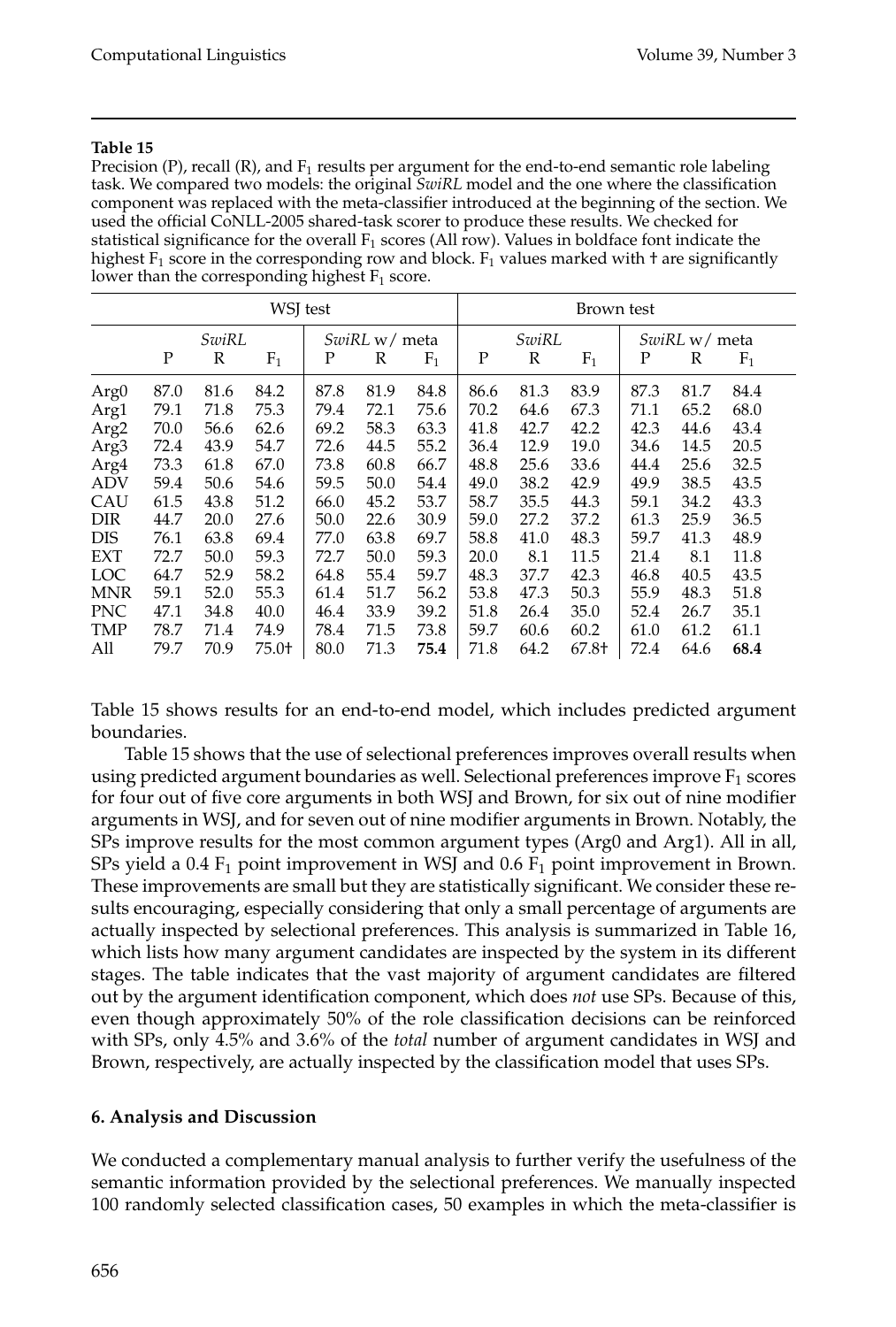**Table 15**

Precision (P), recall (R), and $F_1$ results per argument for the end-to-end semantic role labeling task. We compared two models: the original *SwiRL* model and the one where the classification component was replaced with the meta-classifier introduced at the beginning of the section. We used the official CoNLL-2005 shared-task scorer to produce these results. We checked for statistical significance for the overall $F_1$ scores (All row). Values in boldface font indicate the highest $F_1$ score in the corresponding row and block. $F_1$ values marked with † are significantly lower than the corresponding highest $F_1$ score.

| | WSJ test | | | | | | Brown test | | | | | |
|---|---|---|---|---|---|---|---|---|---|---|---|---|
| | *SwiRL* | | | *SwiRL* w/ meta | | | *SwiRL* | | | *SwiRL* w/ meta | | |
| | P | R | $F_1$ | P | R | $F_1$ | P | R | $F_1$ | P | R | $F_1$ |
| Arg0 | 87.0 | 81.6 | 84.2 | 87.8 | 81.9 | 84.8 | 86.6 | 81.3 | 83.9 | 87.3 | 81.7 | 84.4 |
| Arg1 | 79.1 | 71.8 | 75.3 | 79.4 | 72.1 | 75.6 | 70.2 | 64.6 | 67.3 | 71.1 | 65.2 | 68.0 |
| Arg2 | 70.0 | 56.6 | 62.6 | 69.2 | 58.3 | 63.3 | 41.8 | 42.7 | 42.2 | 42.3 | 44.6 | 43.4 |
| Arg3 | 72.4 | 43.9 | 54.7 | 72.6 | 44.5 | 55.2 | 36.4 | 12.9 | 19.0 | 34.6 | 14.5 | 20.5 |
| Arg4 | 73.3 | 61.8 | 67.0 | 73.8 | 60.8 | 66.7 | 48.8 | 25.6 | 33.6 | 44.4 | 25.6 | 32.5 |
| ADV | 59.4 | 50.6 | 54.6 | 59.5 | 50.0 | 54.4 | 49.0 | 38.2 | 42.9 | 49.9 | 38.5 | 43.5 |
| CAU | 61.5 | 43.8 | 51.2 | 66.0 | 45.2 | 53.7 | 58.7 | 35.5 | 44.3 | 59.1 | 34.2 | 43.3 |
| DIR | 44.7 | 20.0 | 27.6 | 50.0 | 22.6 | 30.9 | 59.0 | 27.2 | 37.2 | 61.3 | 25.9 | 36.5 |
| DIS | 76.1 | 63.8 | 69.4 | 77.0 | 63.8 | 69.7 | 58.8 | 41.0 | 48.3 | 59.7 | 41.3 | 48.9 |
| EXT | 72.7 | 50.0 | 59.3 | 72.7 | 50.0 | 59.3 | 20.0 | 8.1 | 11.5 | 21.4 | 8.1 | 11.8 |
| LOC | 64.7 | 52.9 | 58.2 | 64.8 | 55.4 | 59.7 | 48.3 | 37.7 | 42.3 | 46.8 | 40.5 | 43.5 |
| MNR | 59.1 | 52.0 | 55.3 | 61.4 | 51.7 | 56.2 | 53.8 | 47.3 | 50.3 | 55.9 | 48.3 | 51.8 |
| PNC | 47.1 | 34.8 | 40.0 | 46.4 | 33.9 | 39.2 | 51.8 | 26.4 | 35.0 | 52.4 | 26.7 | 35.1 |
| TMP | 78.7 | 71.4 | 74.9 | 78.4 | 71.5 | 73.8 | 59.7 | 60.6 | 60.2 | 61.0 | 61.2 | 61.1 |
| All | 79.7 | 70.9 | 75.0† | 80.0 | 71.3 | **75.4** | 71.8 | 64.2 | 67.8† | 72.4 | 64.6 | **68.4** |

Table 15 shows results for an end-to-end model, which includes predicted argument boundaries.

Table 15 shows that the use of selectional preferences improves overall results when using predicted argument boundaries as well. Selectional preferences improve $F_1$ scores for four out of five core arguments in both WSJ and Brown, for six out of nine modifier arguments in WSJ, and for seven out of nine modifier arguments in Brown. Notably, the SPs improve results for the most common argument types (Arg0 and Arg1). All in all, SPs yield a 0.4 $F_1$ point improvement in WSJ and 0.6 $F_1$ point improvement in Brown. These improvements are small but they are statistically significant. We consider these results encouraging, especially considering that only a small percentage of arguments are actually inspected by selectional preferences. This analysis is summarized in Table 16, which lists how many argument candidates are inspected by the system in its different stages. The table indicates that the vast majority of argument candidates are filtered out by the argument identification component, which does *not* use SPs. Because of this, even though approximately 50% of the role classification decisions can be reinforced with SPs, only 4.5% and 3.6% of the *total* number of argument candidates in WSJ and Brown, respectively, are actually inspected by the classification model that uses SPs.

## 6. Analysis and Discussion

We conducted a complementary manual analysis to further verify the usefulness of the semantic information provided by the selectional preferences. We manually inspected 100 randomly selected classification cases, 50 examples in which the meta-classifier is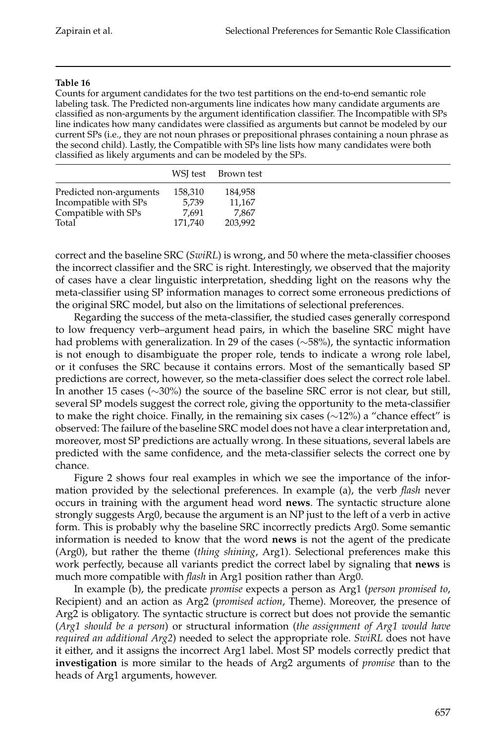**Table 16**

Counts for argument candidates for the two test partitions on the end-to-end semantic role labeling task. The Predicted non-arguments line indicates how many candidate arguments are classified as non-arguments by the argument identification classifier. The Incompatible with SPs line indicates how many candidates were classified as arguments but cannot be modeled by our current SPs (i.e., they are not noun phrases or prepositional phrases containing a noun phrase as the second child). Lastly, the Compatible with SPs line lists how many candidates were both classified as likely arguments and can be modeled by the SPs.

| | WSJ test | Brown test |
|---|---|---|
| Predicted non-arguments | 158,310 | 184,958 |
| Incompatible with SPs | 5,739 | 11,167 |
| Compatible with SPs | 7,691 | 7,867 |
| Total | 171,740 | 203,992 |

correct and the baseline SRC (*SwiRL*) is wrong, and 50 where the meta-classifier chooses the incorrect classifier and the SRC is right. Interestingly, we observed that the majority of cases have a clear linguistic interpretation, shedding light on the reasons why the meta-classifier using SP information manages to correct some erroneous predictions of the original SRC model, but also on the limitations of selectional preferences.

Regarding the success of the meta-classifier, the studied cases generally correspond to low frequency verb–argument head pairs, in which the baseline SRC might have had problems with generalization. In 29 of the cases ($\sim$58%), the syntactic information is not enough to disambiguate the proper role, tends to indicate a wrong role label, or it confuses the SRC because it contains errors. Most of the semantically based SP predictions are correct, however, so the meta-classifier does select the correct role label. In another 15 cases ($\sim$30%) the source of the baseline SRC error is not clear, but still, several SP models suggest the correct role, giving the opportunity to the meta-classifier to make the right choice. Finally, in the remaining six cases ($\sim$12%) a "chance effect" is observed: The failure of the baseline SRC model does not have a clear interpretation and, moreover, most SP predictions are actually wrong. In these situations, several labels are predicted with the same confidence, and the meta-classifier selects the correct one by chance.

Figure 2 shows four real examples in which we see the importance of the information provided by the selectional preferences. In example (a), the verb *flash* never occurs in training with the argument head word **news**. The syntactic structure alone strongly suggests Arg0, because the argument is an NP just to the left of a verb in active form. This is probably why the baseline SRC incorrectly predicts Arg0. Some semantic information is needed to know that the word **news** is not the agent of the predicate (Arg0), but rather the theme (*thing shining*, Arg1). Selectional preferences make this work perfectly, because all variants predict the correct label by signaling that **news** is much more compatible with *flash* in Arg1 position rather than Arg0.

In example (b), the predicate *promise* expects a person as Arg1 (*person promised to*, Recipient) and an action as Arg2 (*promised action*, Theme). Moreover, the presence of Arg2 is obligatory. The syntactic structure is correct but does not provide the semantic (*Arg1 should be a person*) or structural information (*the assignment of Arg1 would have required an additional Arg2*) needed to select the appropriate role. *SwiRL* does not have it either, and it assigns the incorrect Arg1 label. Most SP models correctly predict that **investigation** is more similar to the heads of Arg2 arguments of *promise* than to the heads of Arg1 arguments, however.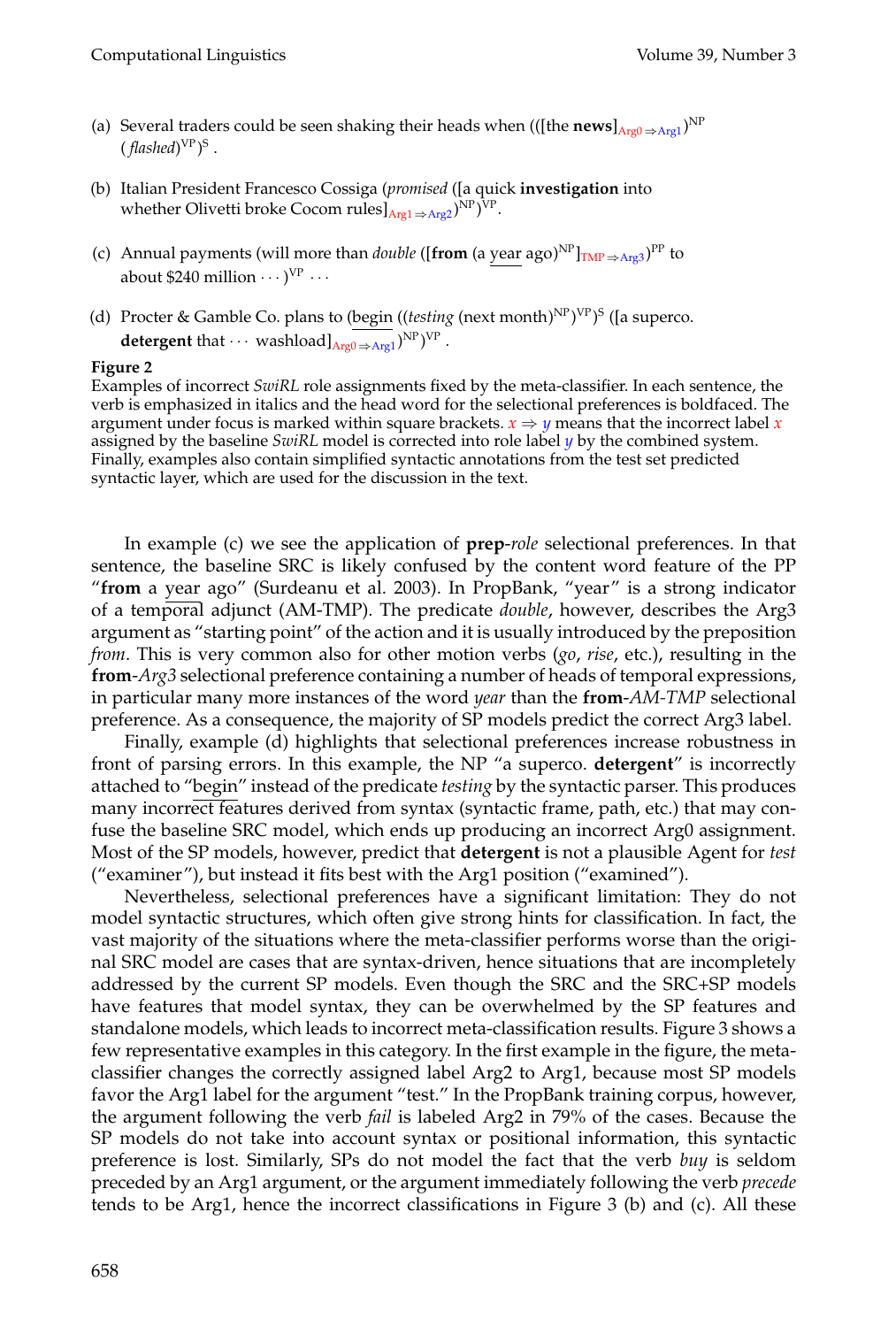(a) Several traders could be seen shaking their heads when (([the **news**]$_{\text{Arg0} \Rightarrow \text{Arg1}}$)$^{\text{NP}}$ (*flashed*)$^{\text{VP}}$)$^{\text{S}}$ .

(b) Italian President Francesco Cossiga (*promised* ([a quick **investigation** into whether Olivetti broke Cocom rules]$_{\text{Arg1} \Rightarrow \text{Arg2}}$)$^{\text{NP}}$)$^{\text{VP}}$.

(c) Annual payments (will more than *double* ([**from** (a year ago)$^{\text{NP}}$]$_{\text{TMP} \Rightarrow \text{Arg3}}$)$^{\text{PP}}$ to about $240 million $\cdots$ )$^{\text{VP}}$ $\cdots$

(d) Procter & Gamble Co. plans to (begin ((*testing* (next month)$^{\text{NP}}$)$^{\text{VP}}$)$^{\text{S}}$ ([a superco. **detergent** that $\cdots$ washload]$_{\text{Arg0} \Rightarrow \text{Arg1}}$)$^{\text{NP}}$)$^{\text{VP}}$ .

**Figure 2**
Examples of incorrect *SwiRL* role assignments fixed by the meta-classifier. In each sentence, the verb is emphasized in italics and the head word for the selectional preferences is boldfaced. The argument under focus is marked within square brackets. $x \Rightarrow y$ means that the incorrect label $x$ assigned by the baseline *SwiRL* model is corrected into role label $y$ by the combined system. Finally, examples also contain simplified syntactic annotations from the test set predicted syntactic layer, which are used for the discussion in the text.

In example (c) we see the application of **prep**-*role* selectional preferences. In that sentence, the baseline SRC is likely confused by the content word feature of the PP "**from** a year ago" (Surdeanu et al. 2003). In PropBank, "year" is a strong indicator of a temporal adjunct (AM-TMP). The predicate *double*, however, describes the Arg3 argument as "starting point" of the action and it is usually introduced by the preposition *from*. This is very common also for other motion verbs (*go*, *rise*, etc.), resulting in the **from**-*Arg3* selectional preference containing a number of heads of temporal expressions, in particular many more instances of the word *year* than the **from**-*AM-TMP* selectional preference. As a consequence, the majority of SP models predict the correct Arg3 label.

Finally, example (d) highlights that selectional preferences increase robustness in front of parsing errors. In this example, the NP "a superco. **detergent**" is incorrectly attached to "begin" instead of the predicate *testing* by the syntactic parser. This produces many incorrect features derived from syntax (syntactic frame, path, etc.) that may confuse the baseline SRC model, which ends up producing an incorrect Arg0 assignment. Most of the SP models, however, predict that **detergent** is not a plausible Agent for *test* ("examiner"), but instead it fits best with the Arg1 position ("examined").

Nevertheless, selectional preferences have a significant limitation: They do not model syntactic structures, which often give strong hints for classification. In fact, the vast majority of the situations where the meta-classifier performs worse than the original SRC model are cases that are syntax-driven, hence situations that are incompletely addressed by the current SP models. Even though the SRC and the SRC+SP models have features that model syntax, they can be overwhelmed by the SP features and standalone models, which leads to incorrect meta-classification results. Figure 3 shows a few representative examples in this category. In the first example in the figure, the meta-classifier changes the correctly assigned label Arg2 to Arg1, because most SP models favor the Arg1 label for the argument "test." In the PropBank training corpus, however, the argument following the verb *fail* is labeled Arg2 in 79% of the cases. Because the SP models do not take into account syntax or positional information, this syntactic preference is lost. Similarly, SPs do not model the fact that the verb *buy* is seldom preceded by an Arg1 argument, or the argument immediately following the verb *precede* tends to be Arg1, hence the incorrect classifications in Figure 3 (b) and (c). All these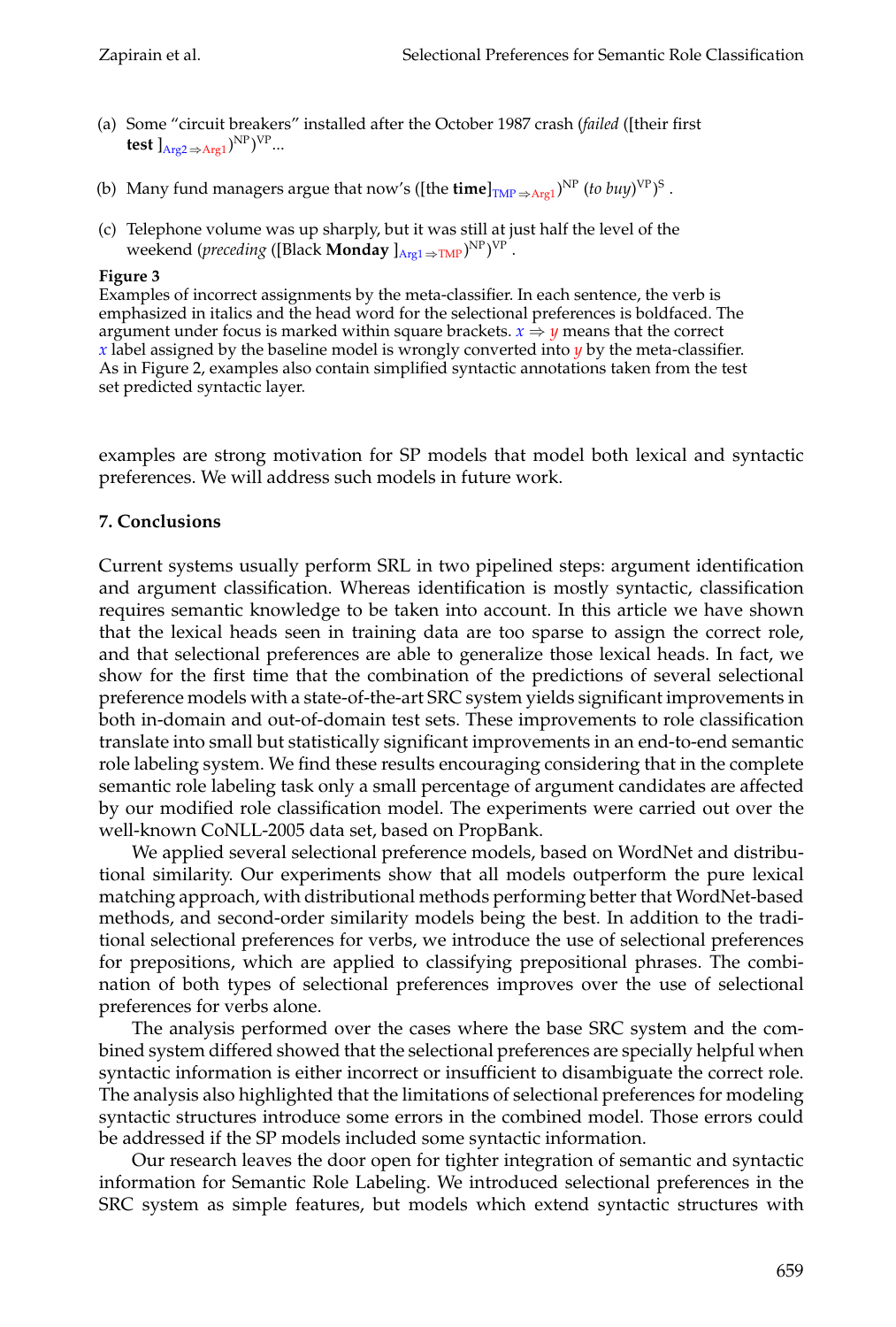(a) Some "circuit breakers" installed after the October 1987 crash (*failed* ([their first **test** ]$_{\text{Arg2} \Rightarrow \text{Arg1}}$)$^{\text{NP}}$)$^{\text{VP}}$...

(b) Many fund managers argue that now's ([the **time**]$_{\text{TMP} \Rightarrow \text{Arg1}}$)$^{\text{NP}}$ (*to buy*)$^{\text{VP}}$)$^{\text{S}}$ .

(c) Telephone volume was up sharply, but it was still at just half the level of the weekend (*preceding* ([Black **Monday** ]$_{\text{Arg1} \Rightarrow \text{TMP}}$)$^{\text{NP}}$)$^{\text{VP}}$ .

**Figure 3**
Examples of incorrect assignments by the meta-classifier. In each sentence, the verb is emphasized in italics and the head word for the selectional preferences is boldfaced. The argument under focus is marked within square brackets. $x \Rightarrow y$ means that the correct $x$ label assigned by the baseline model is wrongly converted into $y$ by the meta-classifier. As in Figure 2, examples also contain simplified syntactic annotations taken from the test set predicted syntactic layer.

examples are strong motivation for SP models that model both lexical and syntactic preferences. We will address such models in future work.

## 7. Conclusions

Current systems usually perform SRL in two pipelined steps: argument identification and argument classification. Whereas identification is mostly syntactic, classification requires semantic knowledge to be taken into account. In this article we have shown that the lexical heads seen in training data are too sparse to assign the correct role, and that selectional preferences are able to generalize those lexical heads. In fact, we show for the first time that the combination of the predictions of several selectional preference models with a state-of-the-art SRC system yields significant improvements in both in-domain and out-of-domain test sets. These improvements to role classification translate into small but statistically significant improvements in an end-to-end semantic role labeling system. We find these results encouraging considering that in the complete semantic role labeling task only a small percentage of argument candidates are affected by our modified role classification model. The experiments were carried out over the well-known CoNLL-2005 data set, based on PropBank.

We applied several selectional preference models, based on WordNet and distributional similarity. Our experiments show that all models outperform the pure lexical matching approach, with distributional methods performing better that WordNet-based methods, and second-order similarity models being the best. In addition to the traditional selectional preferences for verbs, we introduce the use of selectional preferences for prepositions, which are applied to classifying prepositional phrases. The combination of both types of selectional preferences improves over the use of selectional preferences for verbs alone.

The analysis performed over the cases where the base SRC system and the combined system differed showed that the selectional preferences are specially helpful when syntactic information is either incorrect or insufficient to disambiguate the correct role. The analysis also highlighted that the limitations of selectional preferences for modeling syntactic structures introduce some errors in the combined model. Those errors could be addressed if the SP models included some syntactic information.

Our research leaves the door open for tighter integration of semantic and syntactic information for Semantic Role Labeling. We introduced selectional preferences in the SRC system as simple features, but models which extend syntactic structures with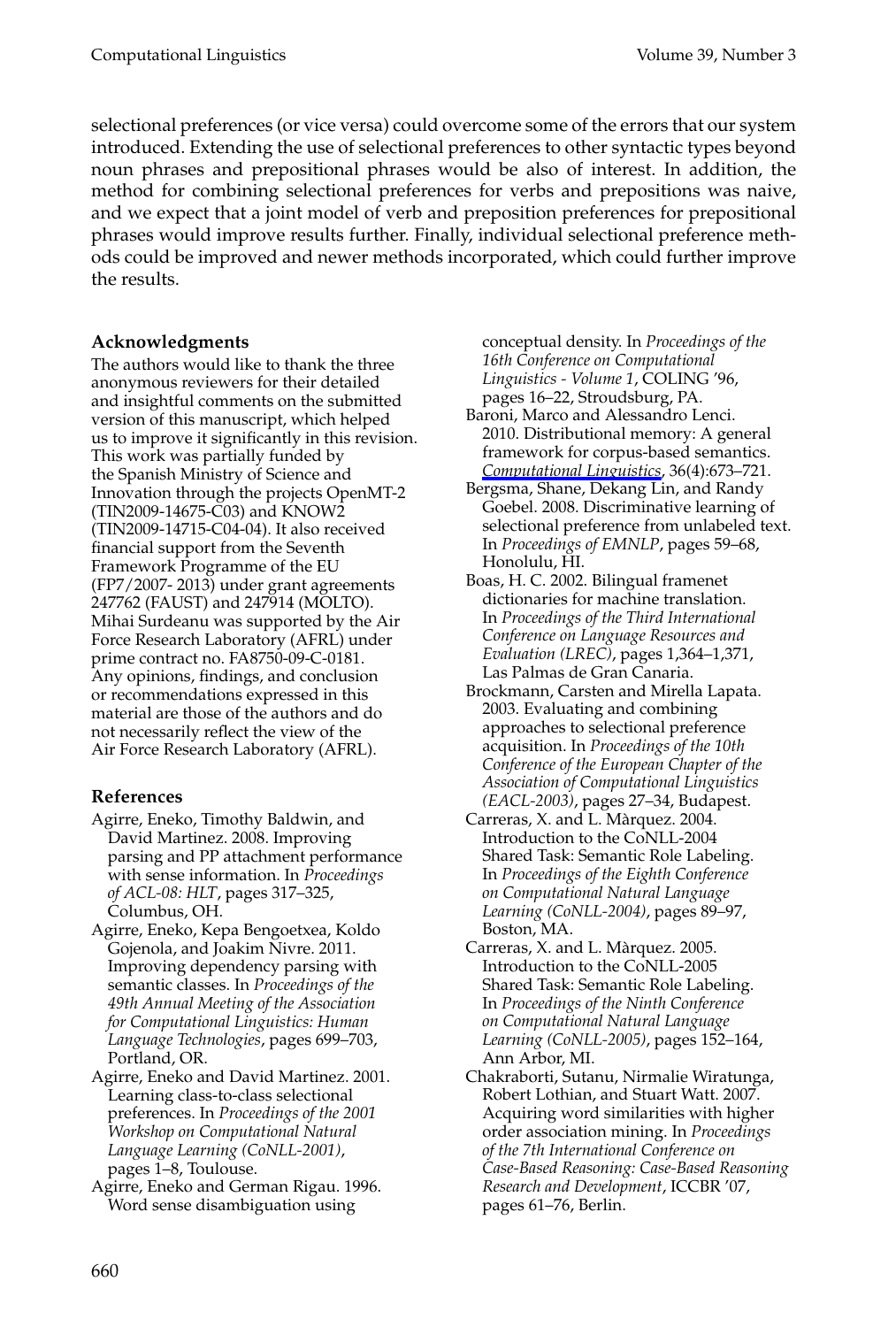selectional preferences (or vice versa) could overcome some of the errors that our system introduced. Extending the use of selectional preferences to other syntactic types beyond noun phrases and prepositional phrases would be also of interest. In addition, the method for combining selectional preferences for verbs and prepositions was naive, and we expect that a joint model of verb and preposition preferences for prepositional phrases would improve results further. Finally, individual selectional preference methods could be improved and newer methods incorporated, which could further improve the results.

### Acknowledgments

The authors would like to thank the three anonymous reviewers for their detailed and insightful comments on the submitted version of this manuscript, which helped us to improve it significantly in this revision. This work was partially funded by the Spanish Ministry of Science and Innovation through the projects OpenMT-2 (TIN2009-14675-C03) and KNOW2 (TIN2009-14715-C04-04). It also received financial support from the Seventh Framework Programme of the EU (FP7/2007- 2013) under grant agreements 247762 (FAUST) and 247914 (MOLTO). Mihai Surdeanu was supported by the Air Force Research Laboratory (AFRL) under prime contract no. FA8750-09-C-0181. Any opinions, findings, and conclusion or recommendations expressed in this material are those of the authors and do not necessarily reflect the view of the Air Force Research Laboratory (AFRL).

### References

Agirre, Eneko, Timothy Baldwin, and David Martinez. 2008. Improving parsing and PP attachment performance with sense information. In *Proceedings of ACL-08: HLT*, pages 317–325, Columbus, OH.

Agirre, Eneko, Kepa Bengoetxea, Koldo Gojenola, and Joakim Nivre. 2011. Improving dependency parsing with semantic classes. In *Proceedings of the 49th Annual Meeting of the Association for Computational Linguistics: Human Language Technologies*, pages 699–703, Portland, OR.

Agirre, Eneko and David Martinez. 2001. Learning class-to-class selectional preferences. In *Proceedings of the 2001 Workshop on Computational Natural Language Learning (CoNLL-2001)*, pages 1–8, Toulouse.

Agirre, Eneko and German Rigau. 1996. Word sense disambiguation using conceptual density. In *Proceedings of the 16th Conference on Computational Linguistics - Volume 1*, COLING '96, pages 16–22, Stroudsburg, PA.

Baroni, Marco and Alessandro Lenci. 2010. Distributional memory: A general framework for corpus-based semantics. *Computational Linguistics*, 36(4):673–721.

Bergsma, Shane, Dekang Lin, and Randy Goebel. 2008. Discriminative learning of selectional preference from unlabeled text. In *Proceedings of EMNLP*, pages 59–68, Honolulu, HI.

Boas, H. C. 2002. Bilingual framenet dictionaries for machine translation. In *Proceedings of the Third International Conference on Language Resources and Evaluation (LREC)*, pages 1,364–1,371, Las Palmas de Gran Canaria.

Brockmann, Carsten and Mirella Lapata. 2003. Evaluating and combining approaches to selectional preference acquisition. In *Proceedings of the 10th Conference of the European Chapter of the Association of Computational Linguistics (EACL-2003)*, pages 27–34, Budapest.

Carreras, X. and L. Màrquez. 2004. Introduction to the CoNLL-2004 Shared Task: Semantic Role Labeling. In *Proceedings of the Eighth Conference on Computational Natural Language Learning (CoNLL-2004)*, pages 89–97, Boston, MA.

Carreras, X. and L. Màrquez. 2005. Introduction to the CoNLL-2005 Shared Task: Semantic Role Labeling. In *Proceedings of the Ninth Conference on Computational Natural Language Learning (CoNLL-2005)*, pages 152–164, Ann Arbor, MI.

Chakraborti, Sutanu, Nirmalie Wiratunga, Robert Lothian, and Stuart Watt. 2007. Acquiring word similarities with higher order association mining. In *Proceedings of the 7th International Conference on Case-Based Reasoning: Case-Based Reasoning Research and Development*, ICCBR '07, pages 61–76, Berlin.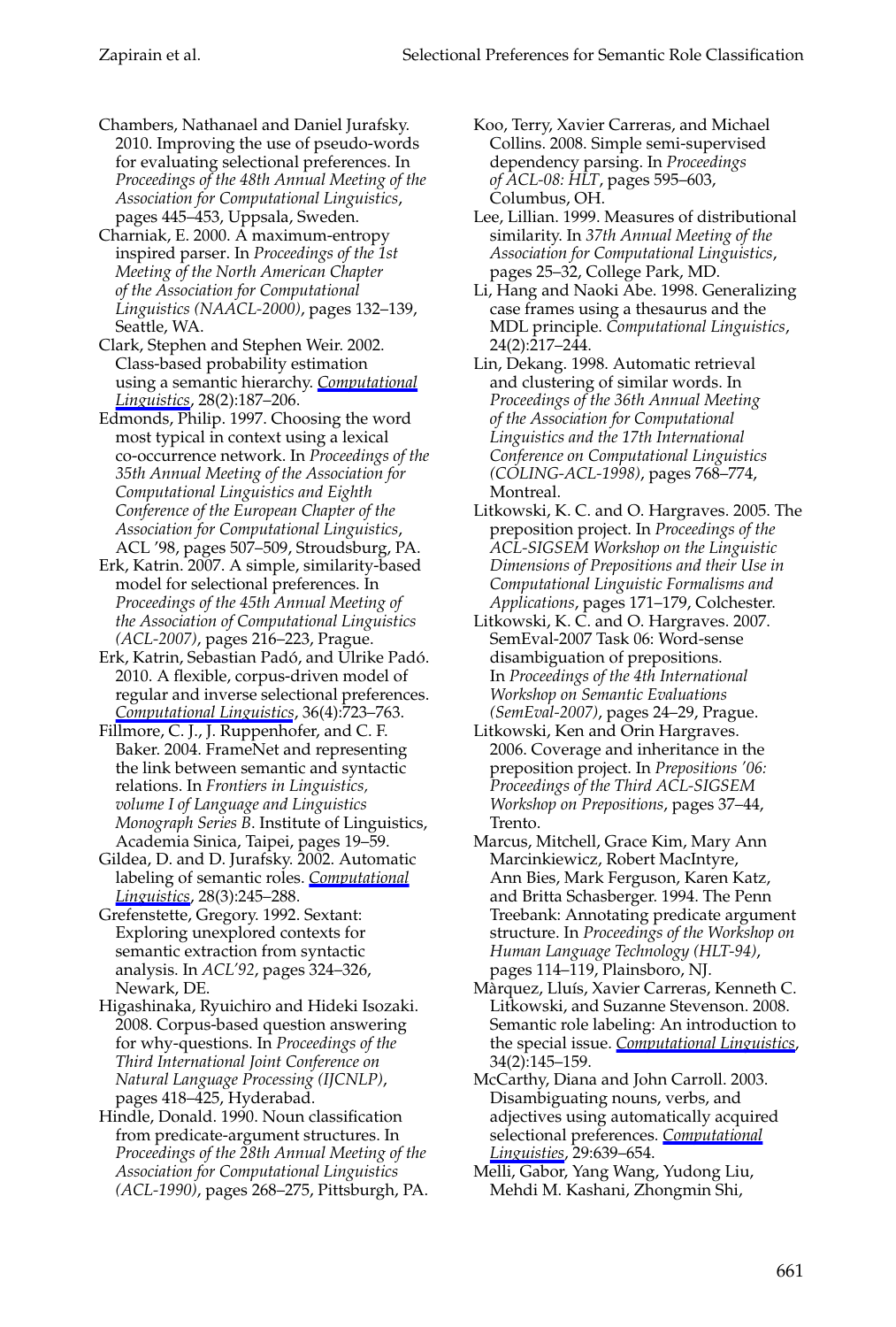Chambers, Nathanael and Daniel Jurafsky. 2010. Improving the use of pseudo-words for evaluating selectional preferences. In *Proceedings of the 48th Annual Meeting of the Association for Computational Linguistics*, pages 445–453, Uppsala, Sweden.

Charniak, E. 2000. A maximum-entropy inspired parser. In *Proceedings of the 1st Meeting of the North American Chapter of the Association for Computational Linguistics (NAACL-2000)*, pages 132–139, Seattle, WA.

Clark, Stephen and Stephen Weir. 2002. Class-based probability estimation using a semantic hierarchy. *Computational Linguistics*, 28(2):187–206.

Edmonds, Philip. 1997. Choosing the word most typical in context using a lexical co-occurrence network. In *Proceedings of the 35th Annual Meeting of the Association for Computational Linguistics and Eighth Conference of the European Chapter of the Association for Computational Linguistics*, ACL '98, pages 507–509, Stroudsburg, PA.

Erk, Katrin. 2007. A simple, similarity-based model for selectional preferences. In *Proceedings of the 45th Annual Meeting of the Association of Computational Linguistics (ACL-2007)*, pages 216–223, Prague.

Erk, Katrin, Sebastian Padó, and Ulrike Padó. 2010. A flexible, corpus-driven model of regular and inverse selectional preferences. *Computational Linguistics*, 36(4):723–763.

Fillmore, C. J., J. Ruppenhofer, and C. F. Baker. 2004. FrameNet and representing the link between semantic and syntactic relations. In *Frontiers in Linguistics, volume I of Language and Linguistics Monograph Series B*. Institute of Linguistics, Academia Sinica, Taipei, pages 19–59.

Gildea, D. and D. Jurafsky. 2002. Automatic labeling of semantic roles. *Computational Linguistics*, 28(3):245–288.

Grefenstette, Gregory. 1992. Sextant: Exploring unexplored contexts for semantic extraction from syntactic analysis. In *ACL'92*, pages 324–326, Newark, DE.

Higashinaka, Ryuichiro and Hideki Isozaki. 2008. Corpus-based question answering for why-questions. In *Proceedings of the Third International Joint Conference on Natural Language Processing (IJCNLP)*, pages 418–425, Hyderabad.

Hindle, Donald. 1990. Noun classification from predicate-argument structures. In *Proceedings of the 28th Annual Meeting of the Association for Computational Linguistics (ACL-1990)*, pages 268–275, Pittsburgh, PA.

Koo, Terry, Xavier Carreras, and Michael Collins. 2008. Simple semi-supervised dependency parsing. In *Proceedings of ACL-08: HLT*, pages 595–603, Columbus, OH.

Lee, Lillian. 1999. Measures of distributional similarity. In *37th Annual Meeting of the Association for Computational Linguistics*, pages 25–32, College Park, MD.

Li, Hang and Naoki Abe. 1998. Generalizing case frames using a thesaurus and the MDL principle. *Computational Linguistics*, 24(2):217–244.

Lin, Dekang. 1998. Automatic retrieval and clustering of similar words. In *Proceedings of the 36th Annual Meeting of the Association for Computational Linguistics and the 17th International Conference on Computational Linguistics (COLING-ACL-1998)*, pages 768–774, Montreal.

Litkowski, K. C. and O. Hargraves. 2005. The preposition project. In *Proceedings of the ACL-SIGSEM Workshop on the Linguistic Dimensions of Prepositions and their Use in Computational Linguistic Formalisms and Applications*, pages 171–179, Colchester.

Litkowski, K. C. and O. Hargraves. 2007. SemEval-2007 Task 06: Word-sense disambiguation of prepositions. In *Proceedings of the 4th International Workshop on Semantic Evaluations (SemEval-2007)*, pages 24–29, Prague.

Litkowski, Ken and Orin Hargraves. 2006. Coverage and inheritance in the preposition project. In *Prepositions '06: Proceedings of the Third ACL-SIGSEM Workshop on Prepositions*, pages 37–44, Trento.

Marcus, Mitchell, Grace Kim, Mary Ann Marcinkiewicz, Robert MacIntyre, Ann Bies, Mark Ferguson, Karen Katz, and Britta Schasberger. 1994. The Penn Treebank: Annotating predicate argument structure. In *Proceedings of the Workshop on Human Language Technology (HLT-94)*, pages 114–119, Plainsboro, NJ.

Màrquez, Lluís, Xavier Carreras, Kenneth C. Litkowski, and Suzanne Stevenson. 2008. Semantic role labeling: An introduction to the special issue. *Computational Linguistics*, 34(2):145–159.

McCarthy, Diana and John Carroll. 2003. Disambiguating nouns, verbs, and adjectives using automatically acquired selectional preferences. *Computational Linguistics*, 29:639–654.

Melli, Gabor, Yang Wang, Yudong Liu, Mehdi M. Kashani, Zhongmin Shi,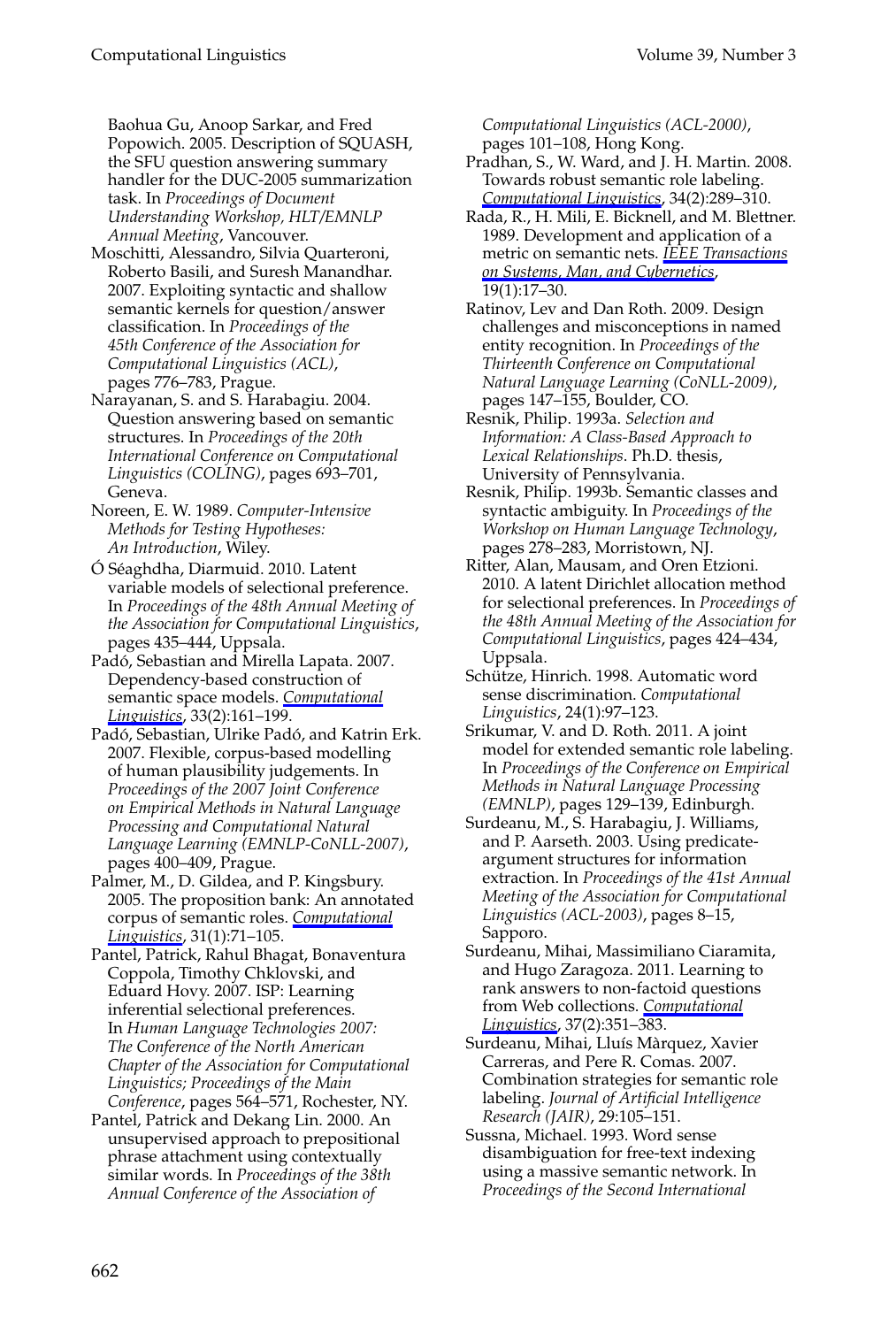Baohua Gu, Anoop Sarkar, and Fred Popowich. 2005. Description of SQUASH, the SFU question answering summary handler for the DUC-2005 summarization task. In *Proceedings of Document Understanding Workshop, HLT/EMNLP Annual Meeting*, Vancouver.

Moschitti, Alessandro, Silvia Quarteroni, Roberto Basili, and Suresh Manandhar. 2007. Exploiting syntactic and shallow semantic kernels for question/answer classification. In *Proceedings of the 45th Conference of the Association for Computational Linguistics (ACL)*, pages 776–783, Prague.

Narayanan, S. and S. Harabagiu. 2004. Question answering based on semantic structures. In *Proceedings of the 20th International Conference on Computational Linguistics (COLING)*, pages 693–701, Geneva.

Noreen, E. W. 1989. *Computer-Intensive Methods for Testing Hypotheses: An Introduction*, Wiley.

Ó Séaghdha, Diarmuid. 2010. Latent variable models of selectional preference. In *Proceedings of the 48th Annual Meeting of the Association for Computational Linguistics*, pages 435–444, Uppsala.

Padó, Sebastian and Mirella Lapata. 2007. Dependency-based construction of semantic space models. *Computational Linguistics*, 33(2):161–199.

Padó, Sebastian, Ulrike Padó, and Katrin Erk. 2007. Flexible, corpus-based modelling of human plausibility judgements. In *Proceedings of the 2007 Joint Conference on Empirical Methods in Natural Language Processing and Computational Natural Language Learning (EMNLP-CoNLL-2007)*, pages 400–409, Prague.

Palmer, M., D. Gildea, and P. Kingsbury. 2005. The proposition bank: An annotated corpus of semantic roles. *Computational Linguistics*, 31(1):71–105.

Pantel, Patrick, Rahul Bhagat, Bonaventura Coppola, Timothy Chklovski, and Eduard Hovy. 2007. ISP: Learning inferential selectional preferences. In *Human Language Technologies 2007: The Conference of the North American Chapter of the Association for Computational Linguistics; Proceedings of the Main Conference*, pages 564–571, Rochester, NY.

Pantel, Patrick and Dekang Lin. 2000. An unsupervised approach to prepositional phrase attachment using contextually similar words. In *Proceedings of the 38th Annual Conference of the Association of Computational Linguistics (ACL-2000)*, pages 101–108, Hong Kong.

Pradhan, S., W. Ward, and J. H. Martin. 2008. Towards robust semantic role labeling. *Computational Linguistics*, 34(2):289–310.

Rada, R., H. Mili, E. Bicknell, and M. Blettner. 1989. Development and application of a metric on semantic nets. *IEEE Transactions on Systems, Man, and Cybernetics*, 19(1):17–30.

Ratinov, Lev and Dan Roth. 2009. Design challenges and misconceptions in named entity recognition. In *Proceedings of the Thirteenth Conference on Computational Natural Language Learning (CoNLL-2009)*, pages 147–155, Boulder, CO.

Resnik, Philip. 1993a. *Selection and Information: A Class-Based Approach to Lexical Relationships*. Ph.D. thesis, University of Pennsylvania.

Resnik, Philip. 1993b. Semantic classes and syntactic ambiguity. In *Proceedings of the Workshop on Human Language Technology*, pages 278–283, Morristown, NJ.

Ritter, Alan, Mausam, and Oren Etzioni. 2010. A latent Dirichlet allocation method for selectional preferences. In *Proceedings of the 48th Annual Meeting of the Association for Computational Linguistics*, pages 424–434, Uppsala.

Schütze, Hinrich. 1998. Automatic word sense discrimination. *Computational Linguistics*, 24(1):97–123.

Srikumar, V. and D. Roth. 2011. A joint model for extended semantic role labeling. In *Proceedings of the Conference on Empirical Methods in Natural Language Processing (EMNLP)*, pages 129–139, Edinburgh.

Surdeanu, M., S. Harabagiu, J. Williams, and P. Aarseth. 2003. Using predicate-argument structures for information extraction. In *Proceedings of the 41st Annual Meeting of the Association for Computational Linguistics (ACL-2003)*, pages 8–15, Sapporo.

Surdeanu, Mihai, Massimiliano Ciaramita, and Hugo Zaragoza. 2011. Learning to rank answers to non-factoid questions from Web collections. *Computational Linguistics*, 37(2):351–383.

Surdeanu, Mihai, Lluís Màrquez, Xavier Carreras, and Pere R. Comas. 2007. Combination strategies for semantic role labeling. *Journal of Artificial Intelligence Research (JAIR)*, 29:105–151.

Sussna, Michael. 1993. Word sense disambiguation for free-text indexing using a massive semantic network. In *Proceedings of the Second International*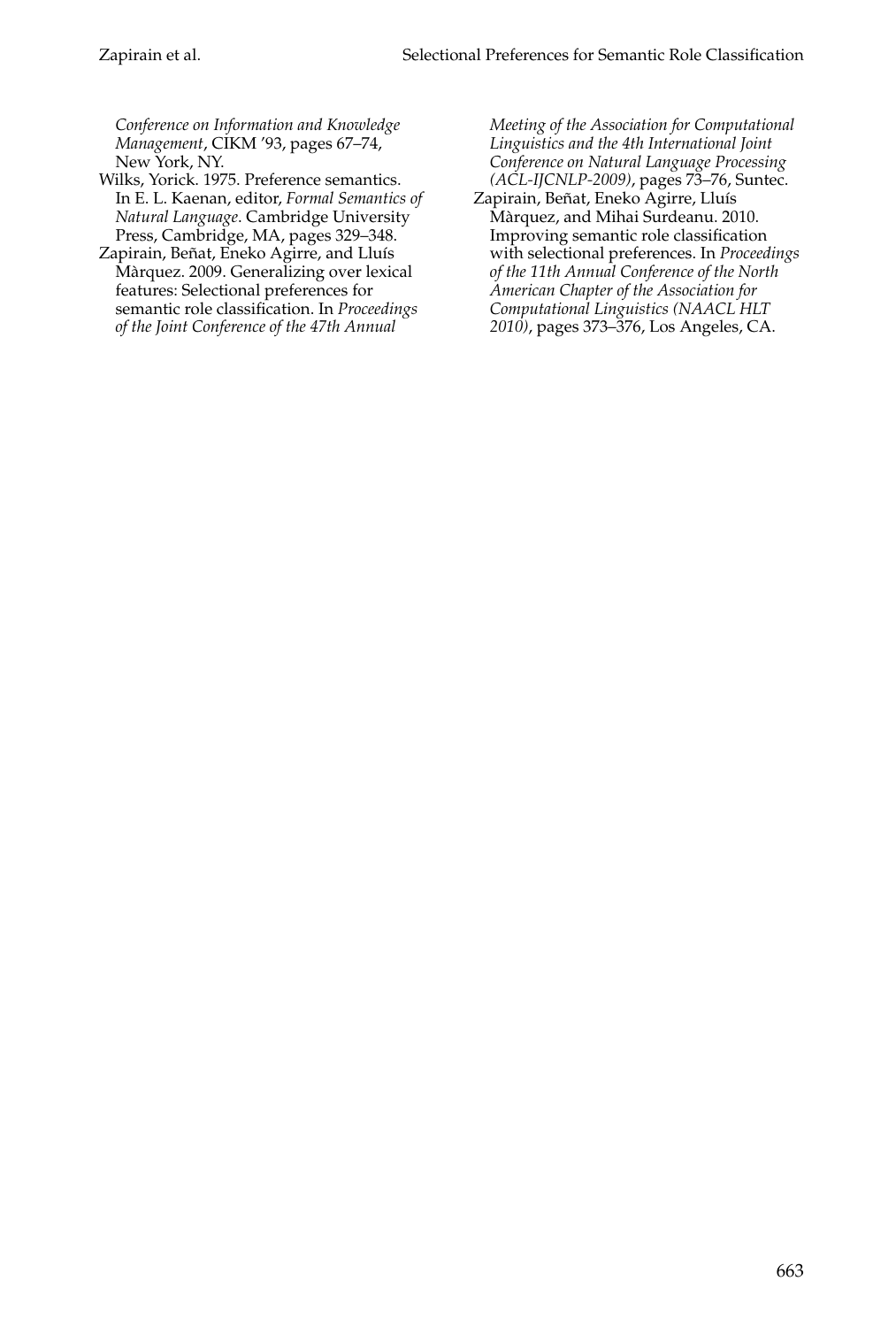*Conference on Information and Knowledge Management*, CIKM '93, pages 67–74, New York, NY.

Wilks, Yorick. 1975. Preference semantics. In E. L. Kaenan, editor, *Formal Semantics of Natural Language*. Cambridge University Press, Cambridge, MA, pages 329–348.

Zapirain, Beñat, Eneko Agirre, and Lluís Màrquez. 2009. Generalizing over lexical features: Selectional preferences for semantic role classification. In *Proceedings of the Joint Conference of the 47th Annual Meeting of the Association for Computational Linguistics and the 4th International Joint Conference on Natural Language Processing (ACL-IJCNLP-2009)*, pages 73–76, Suntec.

Zapirain, Beñat, Eneko Agirre, Lluís Màrquez, and Mihai Surdeanu. 2010. Improving semantic role classification with selectional preferences. In *Proceedings of the 11th Annual Conference of the North American Chapter of the Association for Computational Linguistics (NAACL HLT 2010)*, pages 373–376, Los Angeles, CA.